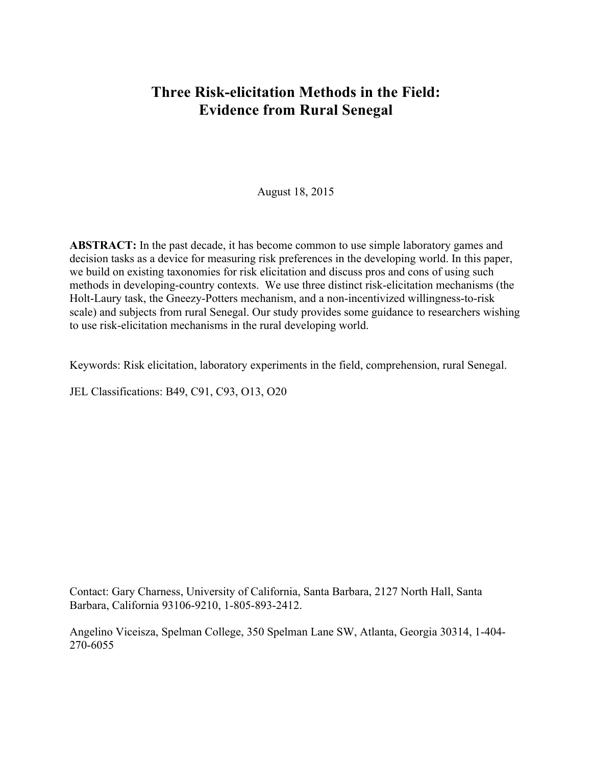# Three Risk-elicitation Methods in the Field: Evidence from Rural Senegal

August 18, 2015

**ABSTRACT:** In the past decade, it has become common to use simple laboratory games and decision tasks as a device for measuring risk preferences in the developing world. In this paper, we build on existing taxonomies for risk elicitation and discuss pros and cons of using such methods in developing-country contexts. We use three distinct risk-elicitation mechanisms (the Holt-Laury task, the Gneezy-Potters mechanism, and a non-incentivized willingness-to-risk scale) and subjects from rural Senegal. Our study provides some guidance to researchers wishing to use risk-elicitation mechanisms in the rural developing world.

Keywords: Risk elicitation, laboratory experiments in the field, comprehension, rural Senegal.

JEL Classifications: B49, C91, C93, O13, O20

Contact: Gary Charness, University of California, Santa Barbara, 2127 North Hall, Santa Barbara, California 93106-9210, 1-805-893-2412.

Angelino Viceisza, Spelman College, 350 Spelman Lane SW, Atlanta, Georgia 30314, 1-404-270-6055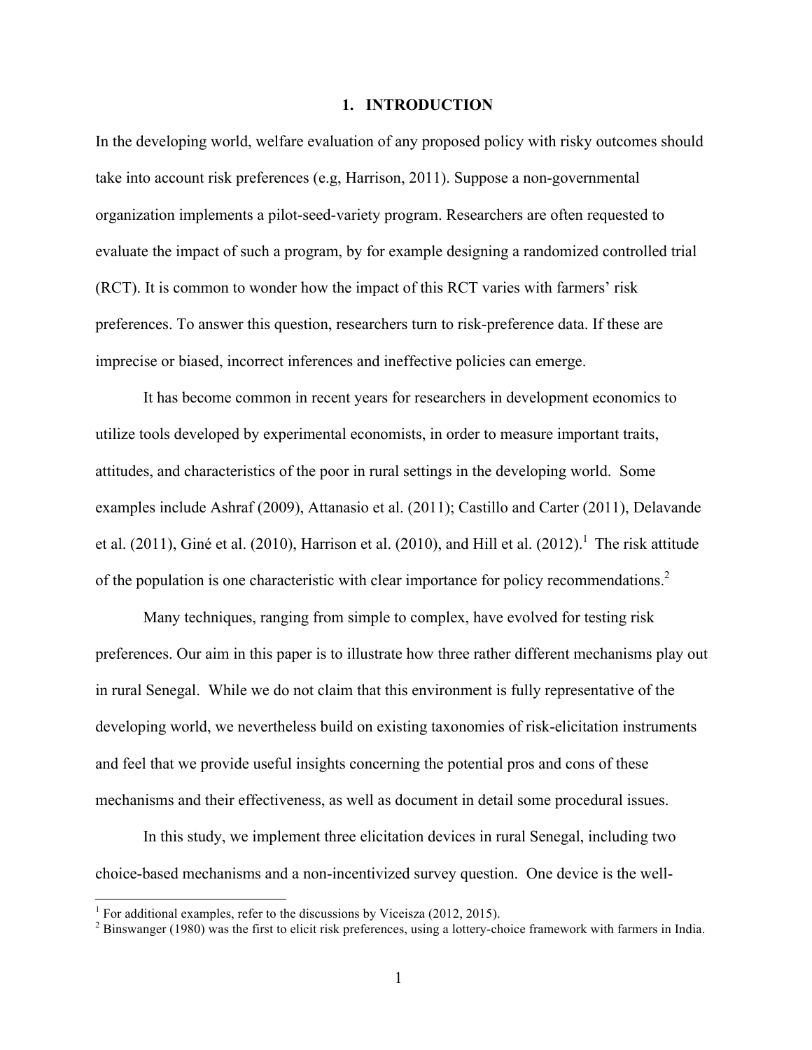# 1. INTRODUCTION

In the developing world, welfare evaluation of any proposed policy with risky outcomes should take into account risk preferences (e.g, Harrison, 2011). Suppose a non-governmental organization implements a pilot-seed-variety program. Researchers are often requested to evaluate the impact of such a program, by for example designing a randomized controlled trial (RCT). It is common to wonder how the impact of this RCT varies with farmers' risk preferences. To answer this question, researchers turn to risk-preference data. If these are imprecise or biased, incorrect inferences and ineffective policies can emerge.

It has become common in recent years for researchers in development economics to utilize tools developed by experimental economists, in order to measure important traits, attitudes, and characteristics of the poor in rural settings in the developing world. Some examples include Ashraf (2009), Attanasio et al. (2011); Castillo and Carter (2011), Delavande et al. (2011), Giné et al. (2010), Harrison et al. (2010), and Hill et al. (2012).[1] The risk attitude of the population is one characteristic with clear importance for policy recommendations.[2]

Many techniques, ranging from simple to complex, have evolved for testing risk preferences. Our aim in this paper is to illustrate how three rather different mechanisms play out in rural Senegal. While we do not claim that this environment is fully representative of the developing world, we nevertheless build on existing taxonomies of risk-elicitation instruments and feel that we provide useful insights concerning the potential pros and cons of these mechanisms and their effectiveness, as well as document in detail some procedural issues.

In this study, we implement three elicitation devices in rural Senegal, including two choice-based mechanisms and a non-incentivized survey question. One device is the well-

[1] For additional examples, refer to the discussions by Viceisza (2012, 2015).

[2] Binswanger (1980) was the first to elicit risk preferences, using a lottery-choice framework with farmers in India.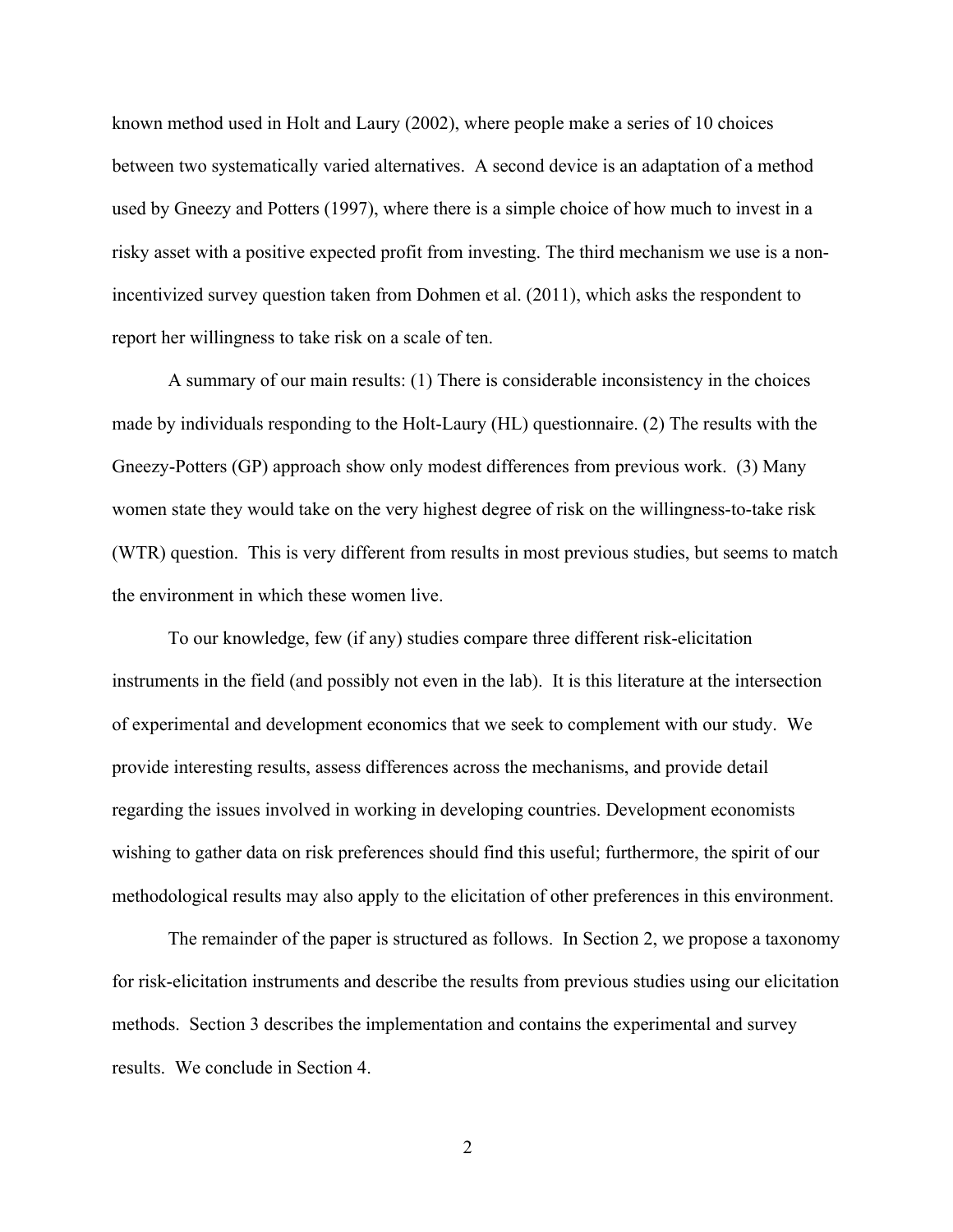known method used in Holt and Laury (2002), where people make a series of 10 choices between two systematically varied alternatives. A second device is an adaptation of a method used by Gneezy and Potters (1997), where there is a simple choice of how much to invest in a risky asset with a positive expected profit from investing. The third mechanism we use is a non-incentivized survey question taken from Dohmen et al. (2011), which asks the respondent to report her willingness to take risk on a scale of ten.

A summary of our main results: (1) There is considerable inconsistency in the choices made by individuals responding to the Holt-Laury (HL) questionnaire. (2) The results with the Gneezy-Potters (GP) approach show only modest differences from previous work. (3) Many women state they would take on the very highest degree of risk on the willingness-to-take risk (WTR) question. This is very different from results in most previous studies, but seems to match the environment in which these women live.

To our knowledge, few (if any) studies compare three different risk-elicitation instruments in the field (and possibly not even in the lab). It is this literature at the intersection of experimental and development economics that we seek to complement with our study. We provide interesting results, assess differences across the mechanisms, and provide detail regarding the issues involved in working in developing countries. Development economists wishing to gather data on risk preferences should find this useful; furthermore, the spirit of our methodological results may also apply to the elicitation of other preferences in this environment.

The remainder of the paper is structured as follows. In Section 2, we propose a taxonomy for risk-elicitation instruments and describe the results from previous studies using our elicitation methods. Section 3 describes the implementation and contains the experimental and survey results. We conclude in Section 4.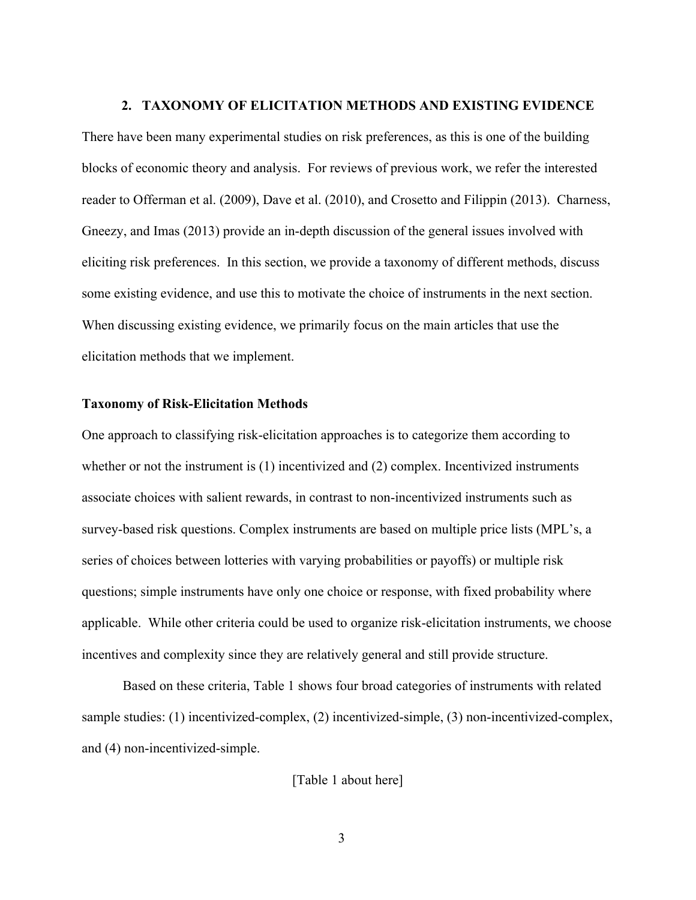## 2. TAXONOMY OF ELICITATION METHODS AND EXISTING EVIDENCE

There have been many experimental studies on risk preferences, as this is one of the building blocks of economic theory and analysis. For reviews of previous work, we refer the interested reader to Offerman et al. (2009), Dave et al. (2010), and Crosetto and Filippin (2013). Charness, Gneezy, and Imas (2013) provide an in-depth discussion of the general issues involved with eliciting risk preferences. In this section, we provide a taxonomy of different methods, discuss some existing evidence, and use this to motivate the choice of instruments in the next section. When discussing existing evidence, we primarily focus on the main articles that use the elicitation methods that we implement.

### Taxonomy of Risk-Elicitation Methods

One approach to classifying risk-elicitation approaches is to categorize them according to whether or not the instrument is (1) incentivized and (2) complex. Incentivized instruments associate choices with salient rewards, in contrast to non-incentivized instruments such as survey-based risk questions. Complex instruments are based on multiple price lists (MPL's, a series of choices between lotteries with varying probabilities or payoffs) or multiple risk questions; simple instruments have only one choice or response, with fixed probability where applicable. While other criteria could be used to organize risk-elicitation instruments, we choose incentives and complexity since they are relatively general and still provide structure.

Based on these criteria, Table 1 shows four broad categories of instruments with related sample studies: (1) incentivized-complex, (2) incentivized-simple, (3) non-incentivized-complex, and (4) non-incentivized-simple.

[Table 1 about here]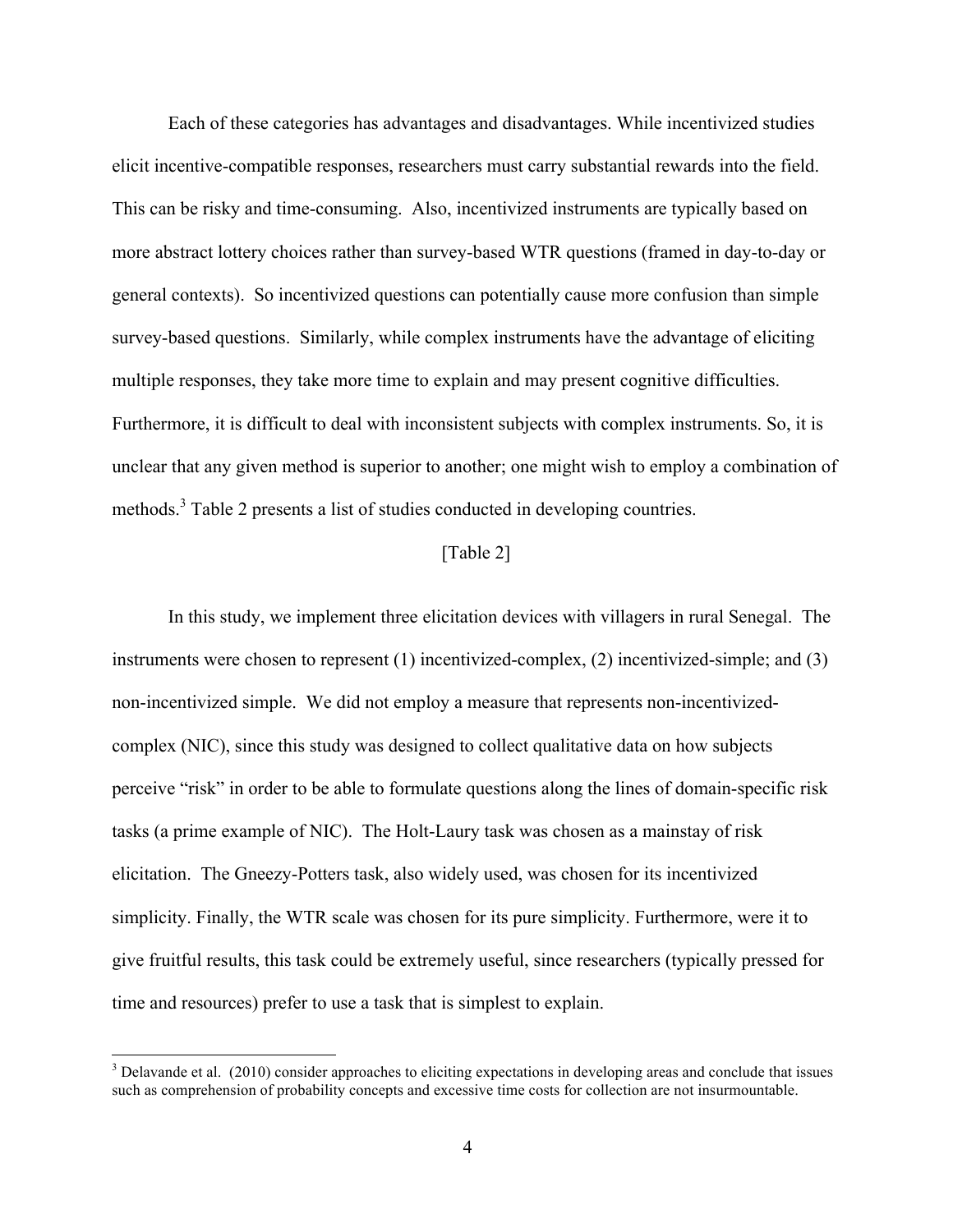Each of these categories has advantages and disadvantages. While incentivized studies elicit incentive-compatible responses, researchers must carry substantial rewards into the field. This can be risky and time-consuming. Also, incentivized instruments are typically based on more abstract lottery choices rather than survey-based WTR questions (framed in day-to-day or general contexts). So incentivized questions can potentially cause more confusion than simple survey-based questions. Similarly, while complex instruments have the advantage of eliciting multiple responses, they take more time to explain and may present cognitive difficulties. Furthermore, it is difficult to deal with inconsistent subjects with complex instruments. So, it is unclear that any given method is superior to another; one might wish to employ a combination of methods.[3] Table 2 presents a list of studies conducted in developing countries.

[Table 2]

In this study, we implement three elicitation devices with villagers in rural Senegal. The instruments were chosen to represent (1) incentivized-complex, (2) incentivized-simple; and (3) non-incentivized simple. We did not employ a measure that represents non-incentivized-complex (NIC), since this study was designed to collect qualitative data on how subjects perceive "risk" in order to be able to formulate questions along the lines of domain-specific risk tasks (a prime example of NIC). The Holt-Laury task was chosen as a mainstay of risk elicitation. The Gneezy-Potters task, also widely used, was chosen for its incentivized simplicity. Finally, the WTR scale was chosen for its pure simplicity. Furthermore, were it to give fruitful results, this task could be extremely useful, since researchers (typically pressed for time and resources) prefer to use a task that is simplest to explain.

[3] Delavande et al. (2010) consider approaches to eliciting expectations in developing areas and conclude that issues such as comprehension of probability concepts and excessive time costs for collection are not insurmountable.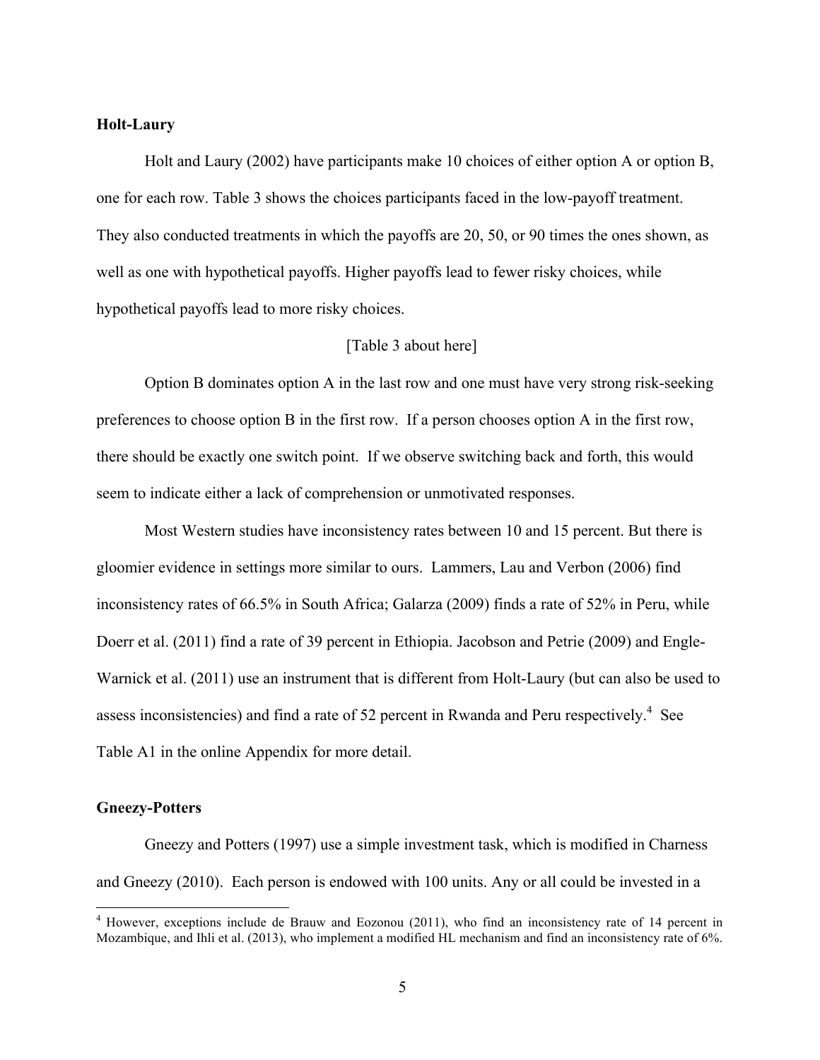**Holt-Laury**

Holt and Laury (2002) have participants make 10 choices of either option A or option B, one for each row. Table 3 shows the choices participants faced in the low-payoff treatment. They also conducted treatments in which the payoffs are 20, 50, or 90 times the ones shown, as well as one with hypothetical payoffs. Higher payoffs lead to fewer risky choices, while hypothetical payoffs lead to more risky choices.

[Table 3 about here]

Option B dominates option A in the last row and one must have very strong risk-seeking preferences to choose option B in the first row. If a person chooses option A in the first row, there should be exactly one switch point. If we observe switching back and forth, this would seem to indicate either a lack of comprehension or unmotivated responses.

Most Western studies have inconsistency rates between 10 and 15 percent. But there is gloomier evidence in settings more similar to ours. Lammers, Lau and Verbon (2006) find inconsistency rates of 66.5% in South Africa; Galarza (2009) finds a rate of 52% in Peru, while Doerr et al. (2011) find a rate of 39 percent in Ethiopia. Jacobson and Petrie (2009) and Engle-Warnick et al. (2011) use an instrument that is different from Holt-Laury (but can also be used to assess inconsistencies) and find a rate of 52 percent in Rwanda and Peru respectively.[4] See Table A1 in the online Appendix for more detail.

**Gneezy-Potters**

Gneezy and Potters (1997) use a simple investment task, which is modified in Charness and Gneezy (2010). Each person is endowed with 100 units. Any or all could be invested in a

[4] However, exceptions include de Brauw and Eozonou (2011), who find an inconsistency rate of 14 percent in Mozambique, and Ihli et al. (2013), who implement a modified HL mechanism and find an inconsistency rate of 6%.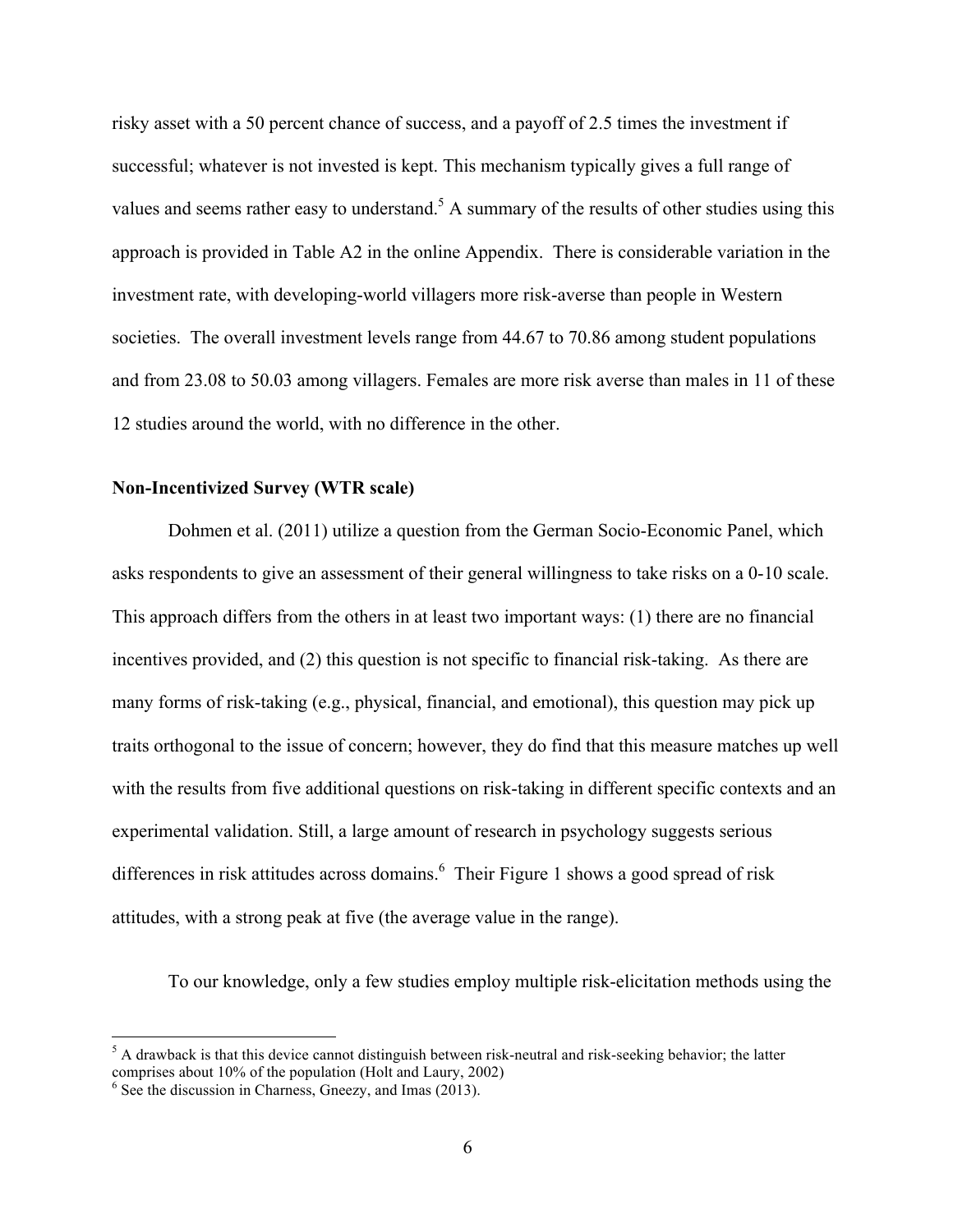risky asset with a 50 percent chance of success, and a payoff of 2.5 times the investment if successful; whatever is not invested is kept. This mechanism typically gives a full range of values and seems rather easy to understand.[5] A summary of the results of other studies using this approach is provided in Table A2 in the online Appendix. There is considerable variation in the investment rate, with developing-world villagers more risk-averse than people in Western societies. The overall investment levels range from 44.67 to 70.86 among student populations and from 23.08 to 50.03 among villagers. Females are more risk averse than males in 11 of these 12 studies around the world, with no difference in the other.

**Non-Incentivized Survey (WTR scale)**

Dohmen et al. (2011) utilize a question from the German Socio-Economic Panel, which asks respondents to give an assessment of their general willingness to take risks on a 0-10 scale. This approach differs from the others in at least two important ways: (1) there are no financial incentives provided, and (2) this question is not specific to financial risk-taking. As there are many forms of risk-taking (e.g., physical, financial, and emotional), this question may pick up traits orthogonal to the issue of concern; however, they do find that this measure matches up well with the results from five additional questions on risk-taking in different specific contexts and an experimental validation. Still, a large amount of research in psychology suggests serious differences in risk attitudes across domains.[6] Their Figure 1 shows a good spread of risk attitudes, with a strong peak at five (the average value in the range).

To our knowledge, only a few studies employ multiple risk-elicitation methods using the

[5] A drawback is that this device cannot distinguish between risk-neutral and risk-seeking behavior; the latter comprises about 10% of the population (Holt and Laury, 2002)

[6] See the discussion in Charness, Gneezy, and Imas (2013).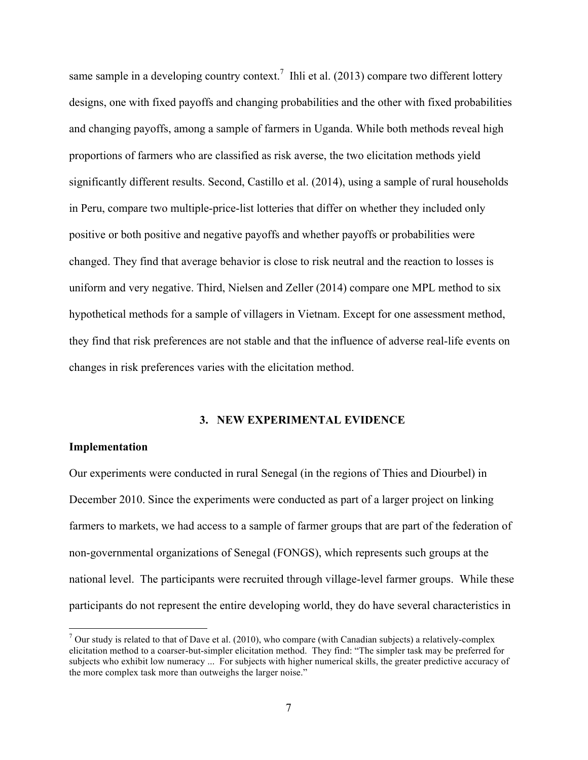same sample in a developing country context.[7] Ihli et al. (2013) compare two different lottery designs, one with fixed payoffs and changing probabilities and the other with fixed probabilities and changing payoffs, among a sample of farmers in Uganda. While both methods reveal high proportions of farmers who are classified as risk averse, the two elicitation methods yield significantly different results. Second, Castillo et al. (2014), using a sample of rural households in Peru, compare two multiple-price-list lotteries that differ on whether they included only positive or both positive and negative payoffs and whether payoffs or probabilities were changed. They find that average behavior is close to risk neutral and the reaction to losses is uniform and very negative. Third, Nielsen and Zeller (2014) compare one MPL method to six hypothetical methods for a sample of villagers in Vietnam. Except for one assessment method, they find that risk preferences are not stable and that the influence of adverse real-life events on changes in risk preferences varies with the elicitation method.

## 3. NEW EXPERIMENTAL EVIDENCE

### Implementation

Our experiments were conducted in rural Senegal (in the regions of Thies and Diourbel) in December 2010. Since the experiments were conducted as part of a larger project on linking farmers to markets, we had access to a sample of farmer groups that are part of the federation of non-governmental organizations of Senegal (FONGS), which represents such groups at the national level. The participants were recruited through village-level farmer groups. While these participants do not represent the entire developing world, they do have several characteristics in

[7] Our study is related to that of Dave et al. (2010), who compare (with Canadian subjects) a relatively-complex elicitation method to a coarser-but-simpler elicitation method. They find: "The simpler task may be preferred for subjects who exhibit low numeracy ... For subjects with higher numerical skills, the greater predictive accuracy of the more complex task more than outweighs the larger noise."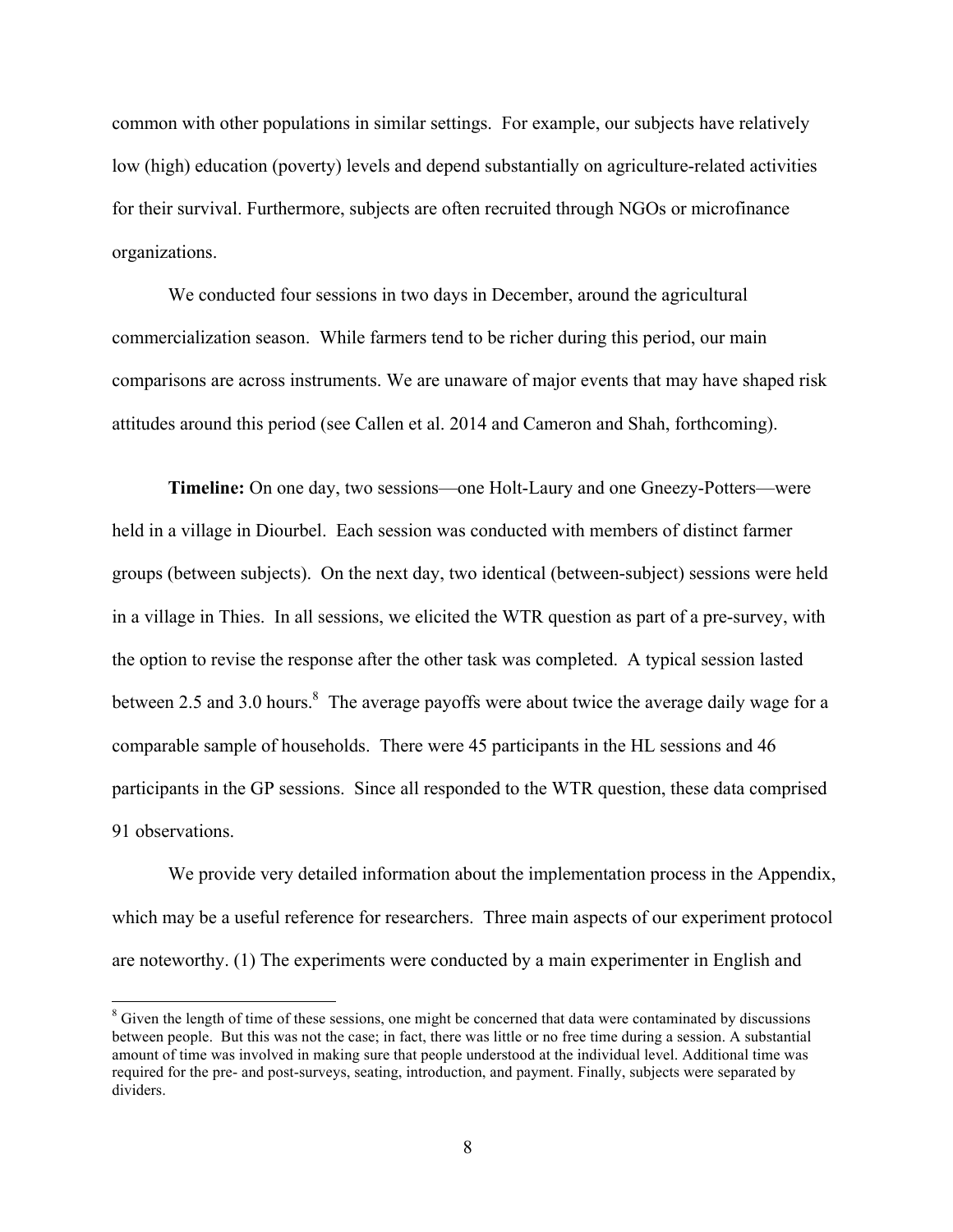common with other populations in similar settings. For example, our subjects have relatively low (high) education (poverty) levels and depend substantially on agriculture-related activities for their survival. Furthermore, subjects are often recruited through NGOs or microfinance organizations.

We conducted four sessions in two days in December, around the agricultural commercialization season. While farmers tend to be richer during this period, our main comparisons are across instruments. We are unaware of major events that may have shaped risk attitudes around this period (see Callen et al. 2014 and Cameron and Shah, forthcoming).

**Timeline:** On one day, two sessions—one Holt-Laury and one Gneezy-Potters—were held in a village in Diourbel. Each session was conducted with members of distinct farmer groups (between subjects). On the next day, two identical (between-subject) sessions were held in a village in Thies. In all sessions, we elicited the WTR question as part of a pre-survey, with the option to revise the response after the other task was completed. A typical session lasted between 2.5 and 3.0 hours.[8] The average payoffs were about twice the average daily wage for a comparable sample of households. There were 45 participants in the HL sessions and 46 participants in the GP sessions. Since all responded to the WTR question, these data comprised 91 observations.

We provide very detailed information about the implementation process in the Appendix, which may be a useful reference for researchers. Three main aspects of our experiment protocol are noteworthy. (1) The experiments were conducted by a main experimenter in English and

[8] Given the length of time of these sessions, one might be concerned that data were contaminated by discussions between people. But this was not the case; in fact, there was little or no free time during a session. A substantial amount of time was involved in making sure that people understood at the individual level. Additional time was required for the pre- and post-surveys, seating, introduction, and payment. Finally, subjects were separated by dividers.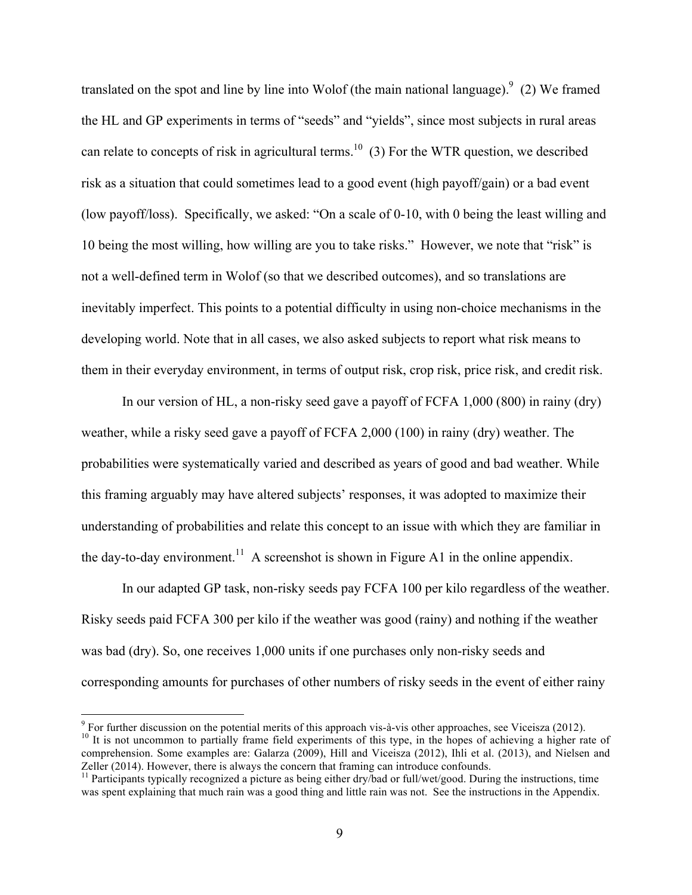translated on the spot and line by line into Wolof (the main national language).[9] (2) We framed the HL and GP experiments in terms of "seeds" and "yields", since most subjects in rural areas can relate to concepts of risk in agricultural terms.[10] (3) For the WTR question, we described risk as a situation that could sometimes lead to a good event (high payoff/gain) or a bad event (low payoff/loss). Specifically, we asked: "On a scale of 0-10, with 0 being the least willing and 10 being the most willing, how willing are you to take risks." However, we note that "risk" is not a well-defined term in Wolof (so that we described outcomes), and so translations are inevitably imperfect. This points to a potential difficulty in using non-choice mechanisms in the developing world. Note that in all cases, we also asked subjects to report what risk means to them in their everyday environment, in terms of output risk, crop risk, price risk, and credit risk.

In our version of HL, a non-risky seed gave a payoff of FCFA 1,000 (800) in rainy (dry) weather, while a risky seed gave a payoff of FCFA 2,000 (100) in rainy (dry) weather. The probabilities were systematically varied and described as years of good and bad weather. While this framing arguably may have altered subjects' responses, it was adopted to maximize their understanding of probabilities and relate this concept to an issue with which they are familiar in the day-to-day environment.[11] A screenshot is shown in Figure A1 in the online appendix.

In our adapted GP task, non-risky seeds pay FCFA 100 per kilo regardless of the weather. Risky seeds paid FCFA 300 per kilo if the weather was good (rainy) and nothing if the weather was bad (dry). So, one receives 1,000 units if one purchases only non-risky seeds and corresponding amounts for purchases of other numbers of risky seeds in the event of either rainy

[9] For further discussion on the potential merits of this approach vis-à-vis other approaches, see Viceisza (2012).

[10] It is not uncommon to partially frame field experiments of this type, in the hopes of achieving a higher rate of comprehension. Some examples are: Galarza (2009), Hill and Viceisza (2012), Ihli et al. (2013), and Nielsen and Zeller (2014). However, there is always the concern that framing can introduce confounds.

[11] Participants typically recognized a picture as being either dry/bad or full/wet/good. During the instructions, time was spent explaining that much rain was a good thing and little rain was not. See the instructions in the Appendix.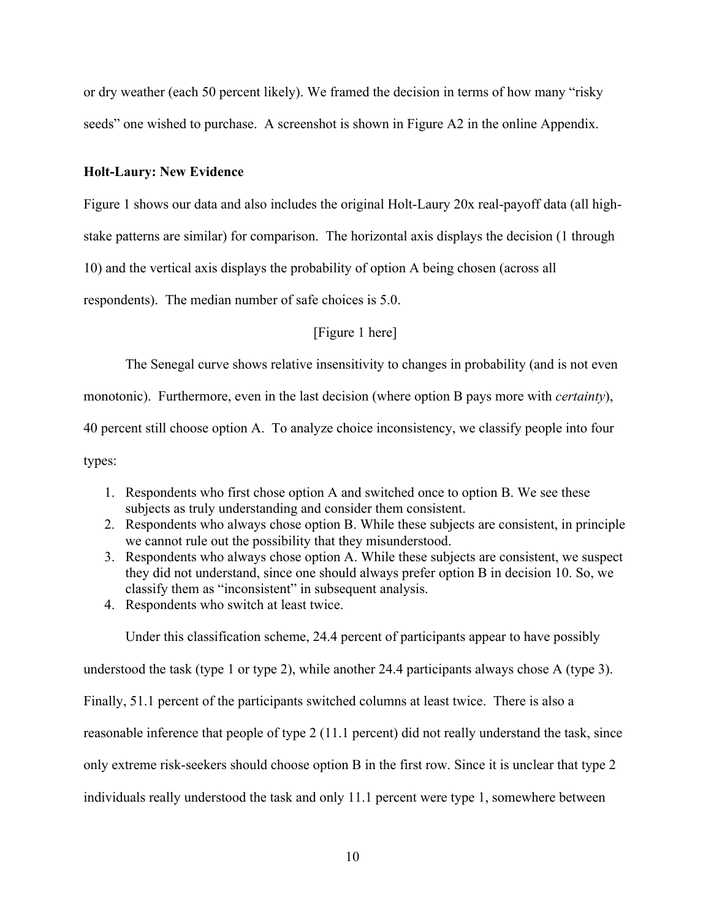or dry weather (each 50 percent likely). We framed the decision in terms of how many "risky seeds" one wished to purchase. A screenshot is shown in Figure A2 in the online Appendix.

**Holt-Laury: New Evidence**

Figure 1 shows our data and also includes the original Holt-Laury 20x real-payoff data (all high-stake patterns are similar) for comparison. The horizontal axis displays the decision (1 through 10) and the vertical axis displays the probability of option A being chosen (across all respondents). The median number of safe choices is 5.0.

[Figure 1 here]

The Senegal curve shows relative insensitivity to changes in probability (and is not even monotonic). Furthermore, even in the last decision (where option B pays more with *certainty*), 40 percent still choose option A. To analyze choice inconsistency, we classify people into four types:

1. Respondents who first chose option A and switched once to option B. We see these subjects as truly understanding and consider them consistent.
2. Respondents who always chose option B. While these subjects are consistent, in principle we cannot rule out the possibility that they misunderstood.
3. Respondents who always chose option A. While these subjects are consistent, we suspect they did not understand, since one should always prefer option B in decision 10. So, we classify them as "inconsistent" in subsequent analysis.
4. Respondents who switch at least twice.

Under this classification scheme, 24.4 percent of participants appear to have possibly understood the task (type 1 or type 2), while another 24.4 participants always chose A (type 3). Finally, 51.1 percent of the participants switched columns at least twice. There is also a reasonable inference that people of type 2 (11.1 percent) did not really understand the task, since only extreme risk-seekers should choose option B in the first row. Since it is unclear that type 2 individuals really understood the task and only 11.1 percent were type 1, somewhere between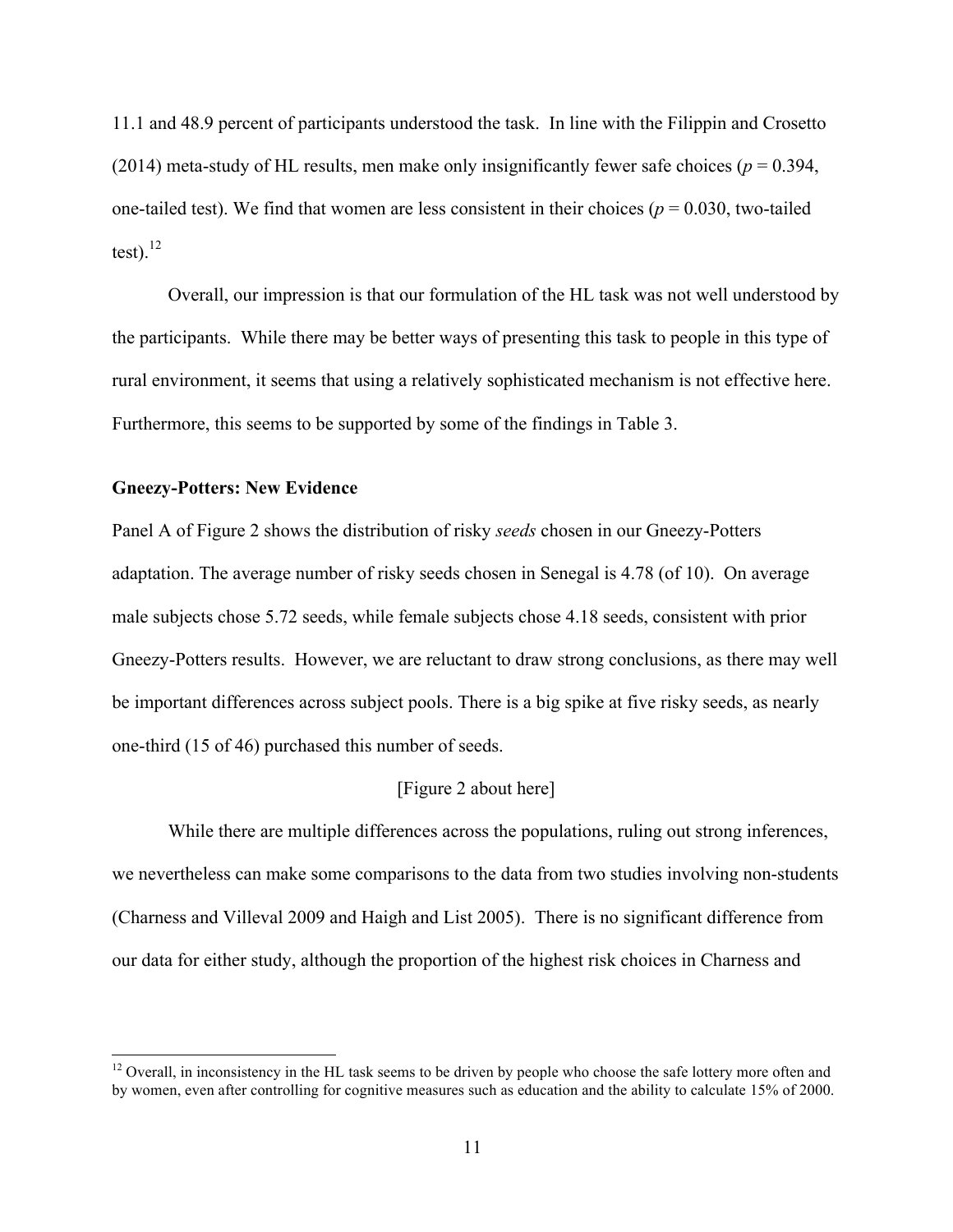11.1 and 48.9 percent of participants understood the task. In line with the Filippin and Crosetto (2014) meta-study of HL results, men make only insignificantly fewer safe choices ($p = 0.394$, one-tailed test). We find that women are less consistent in their choices ($p = 0.030$, two-tailed test).[12]

Overall, our impression is that our formulation of the HL task was not well understood by the participants. While there may be better ways of presenting this task to people in this type of rural environment, it seems that using a relatively sophisticated mechanism is not effective here. Furthermore, this seems to be supported by some of the findings in Table 3.

**Gneezy-Potters: New Evidence**

Panel A of Figure 2 shows the distribution of risky *seeds* chosen in our Gneezy-Potters adaptation. The average number of risky seeds chosen in Senegal is 4.78 (of 10). On average male subjects chose 5.72 seeds, while female subjects chose 4.18 seeds, consistent with prior Gneezy-Potters results. However, we are reluctant to draw strong conclusions, as there may well be important differences across subject pools. There is a big spike at five risky seeds, as nearly one-third (15 of 46) purchased this number of seeds.

[Figure 2 about here]

While there are multiple differences across the populations, ruling out strong inferences, we nevertheless can make some comparisons to the data from two studies involving non-students (Charness and Villeval 2009 and Haigh and List 2005). There is no significant difference from our data for either study, although the proportion of the highest risk choices in Charness and

[12] Overall, in inconsistency in the HL task seems to be driven by people who choose the safe lottery more often and by women, even after controlling for cognitive measures such as education and the ability to calculate 15% of 2000.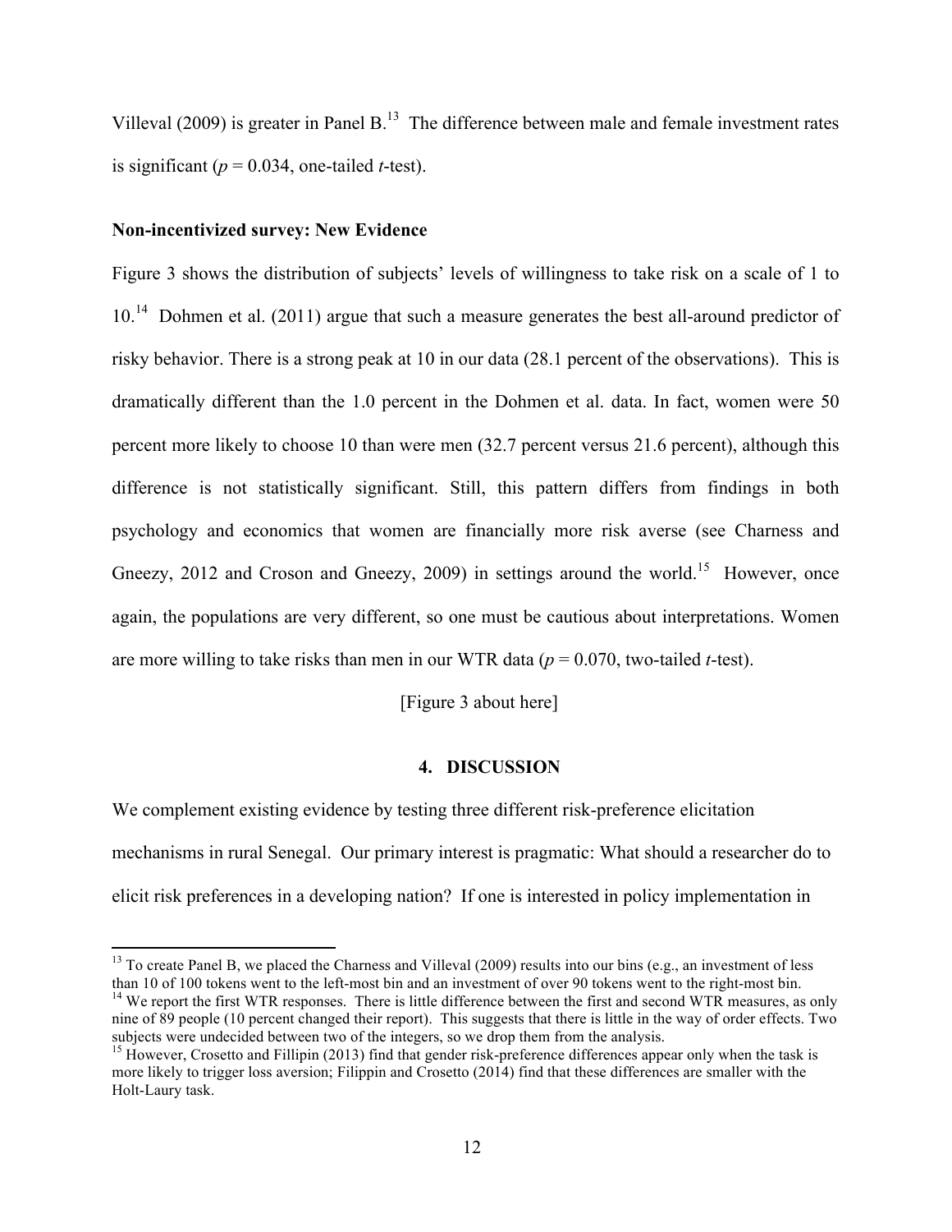Villeval (2009) is greater in Panel B.[13] The difference between male and female investment rates is significant ($p = 0.034$, one-tailed *t*-test).

**Non-incentivized survey: New Evidence**

Figure 3 shows the distribution of subjects' levels of willingness to take risk on a scale of 1 to 10.[14] Dohmen et al. (2011) argue that such a measure generates the best all-around predictor of risky behavior. There is a strong peak at 10 in our data (28.1 percent of the observations). This is dramatically different than the 1.0 percent in the Dohmen et al. data. In fact, women were 50 percent more likely to choose 10 than were men (32.7 percent versus 21.6 percent), although this difference is not statistically significant. Still, this pattern differs from findings in both psychology and economics that women are financially more risk averse (see Charness and Gneezy, 2012 and Croson and Gneezy, 2009) in settings around the world.[15] However, once again, the populations are very different, so one must be cautious about interpretations. Women are more willing to take risks than men in our WTR data ($p = 0.070$, two-tailed *t*-test).

[Figure 3 about here]

## 4. DISCUSSION

We complement existing evidence by testing three different risk-preference elicitation mechanisms in rural Senegal. Our primary interest is pragmatic: What should a researcher do to elicit risk preferences in a developing nation? If one is interested in policy implementation in

---

[13] To create Panel B, we placed the Charness and Villeval (2009) results into our bins (e.g., an investment of less than 10 of 100 tokens went to the left-most bin and an investment of over 90 tokens went to the right-most bin.

[14] We report the first WTR responses. There is little difference between the first and second WTR measures, as only nine of 89 people (10 percent changed their report). This suggests that there is little in the way of order effects. Two subjects were undecided between two of the integers, so we drop them from the analysis.

[15] However, Crosetto and Fillipin (2013) find that gender risk-preference differences appear only when the task is more likely to trigger loss aversion; Filippin and Crosetto (2014) find that these differences are smaller with the Holt-Laury task.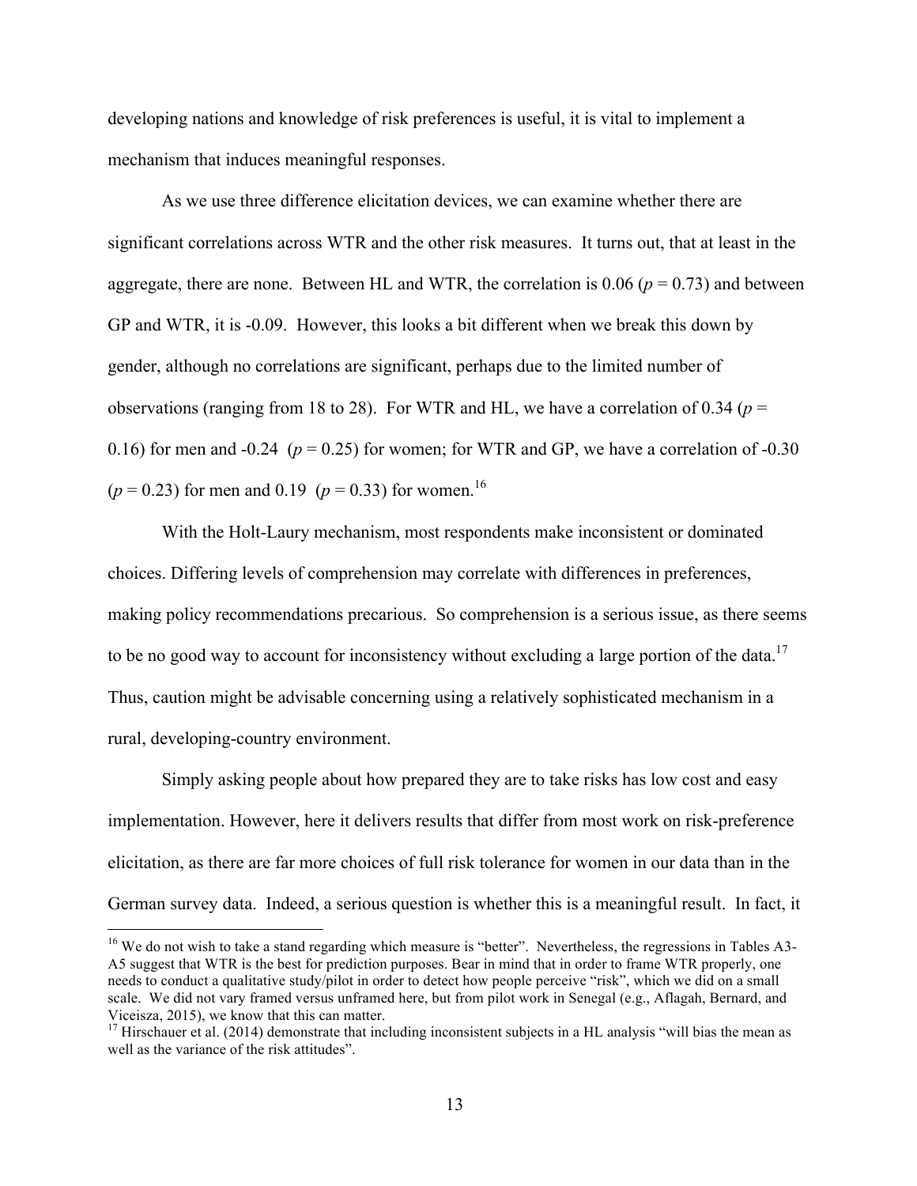developing nations and knowledge of risk preferences is useful, it is vital to implement a mechanism that induces meaningful responses.

As we use three difference elicitation devices, we can examine whether there are significant correlations across WTR and the other risk measures. It turns out, that at least in the aggregate, there are none. Between HL and WTR, the correlation is 0.06 ($p = 0.73$) and between GP and WTR, it is -0.09. However, this looks a bit different when we break this down by gender, although no correlations are significant, perhaps due to the limited number of observations (ranging from 18 to 28). For WTR and HL, we have a correlation of 0.34 ($p = 0.16$) for men and -0.24 ($p = 0.25$) for women; for WTR and GP, we have a correlation of -0.30 ($p = 0.23$) for men and 0.19 ($p = 0.33$) for women.[16]

With the Holt-Laury mechanism, most respondents make inconsistent or dominated choices. Differing levels of comprehension may correlate with differences in preferences, making policy recommendations precarious. So comprehension is a serious issue, as there seems to be no good way to account for inconsistency without excluding a large portion of the data.[17] Thus, caution might be advisable concerning using a relatively sophisticated mechanism in a rural, developing-country environment.

Simply asking people about how prepared they are to take risks has low cost and easy implementation. However, here it delivers results that differ from most work on risk-preference elicitation, as there are far more choices of full risk tolerance for women in our data than in the German survey data. Indeed, a serious question is whether this is a meaningful result. In fact, it

[16] We do not wish to take a stand regarding which measure is "better". Nevertheless, the regressions in Tables A3-A5 suggest that WTR is the best for prediction purposes. Bear in mind that in order to frame WTR properly, one needs to conduct a qualitative study/pilot in order to detect how people perceive "risk", which we did on a small scale. We did not vary framed versus unframed here, but from pilot work in Senegal (e.g., Aflagah, Bernard, and Viceisza, 2015), we know that this can matter.

[17] Hirschauer et al. (2014) demonstrate that including inconsistent subjects in a HL analysis "will bias the mean as well as the variance of the risk attitudes".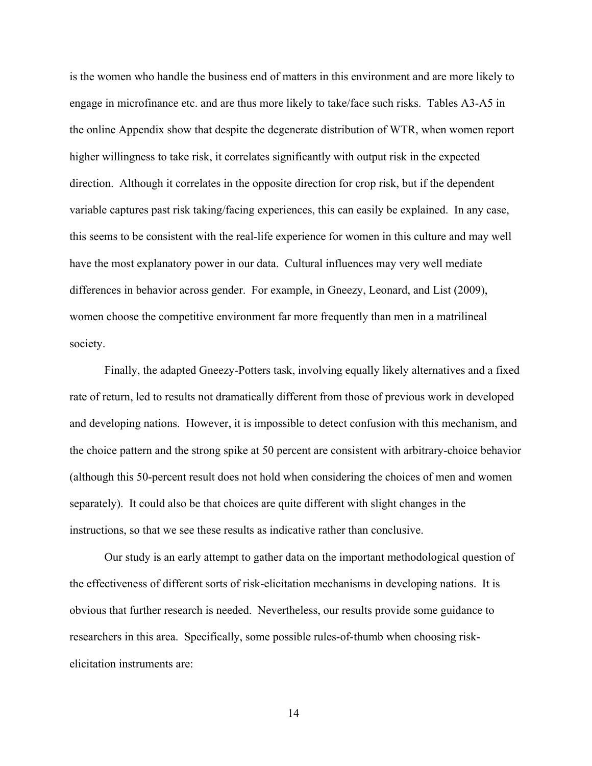is the women who handle the business end of matters in this environment and are more likely to engage in microfinance etc. and are thus more likely to take/face such risks. Tables A3-A5 in the online Appendix show that despite the degenerate distribution of WTR, when women report higher willingness to take risk, it correlates significantly with output risk in the expected direction. Although it correlates in the opposite direction for crop risk, but if the dependent variable captures past risk taking/facing experiences, this can easily be explained. In any case, this seems to be consistent with the real-life experience for women in this culture and may well have the most explanatory power in our data. Cultural influences may very well mediate differences in behavior across gender. For example, in Gneezy, Leonard, and List (2009), women choose the competitive environment far more frequently than men in a matrilineal society.

Finally, the adapted Gneezy-Potters task, involving equally likely alternatives and a fixed rate of return, led to results not dramatically different from those of previous work in developed and developing nations. However, it is impossible to detect confusion with this mechanism, and the choice pattern and the strong spike at 50 percent are consistent with arbitrary-choice behavior (although this 50-percent result does not hold when considering the choices of men and women separately). It could also be that choices are quite different with slight changes in the instructions, so that we see these results as indicative rather than conclusive.

Our study is an early attempt to gather data on the important methodological question of the effectiveness of different sorts of risk-elicitation mechanisms in developing nations. It is obvious that further research is needed. Nevertheless, our results provide some guidance to researchers in this area. Specifically, some possible rules-of-thumb when choosing risk-elicitation instruments are: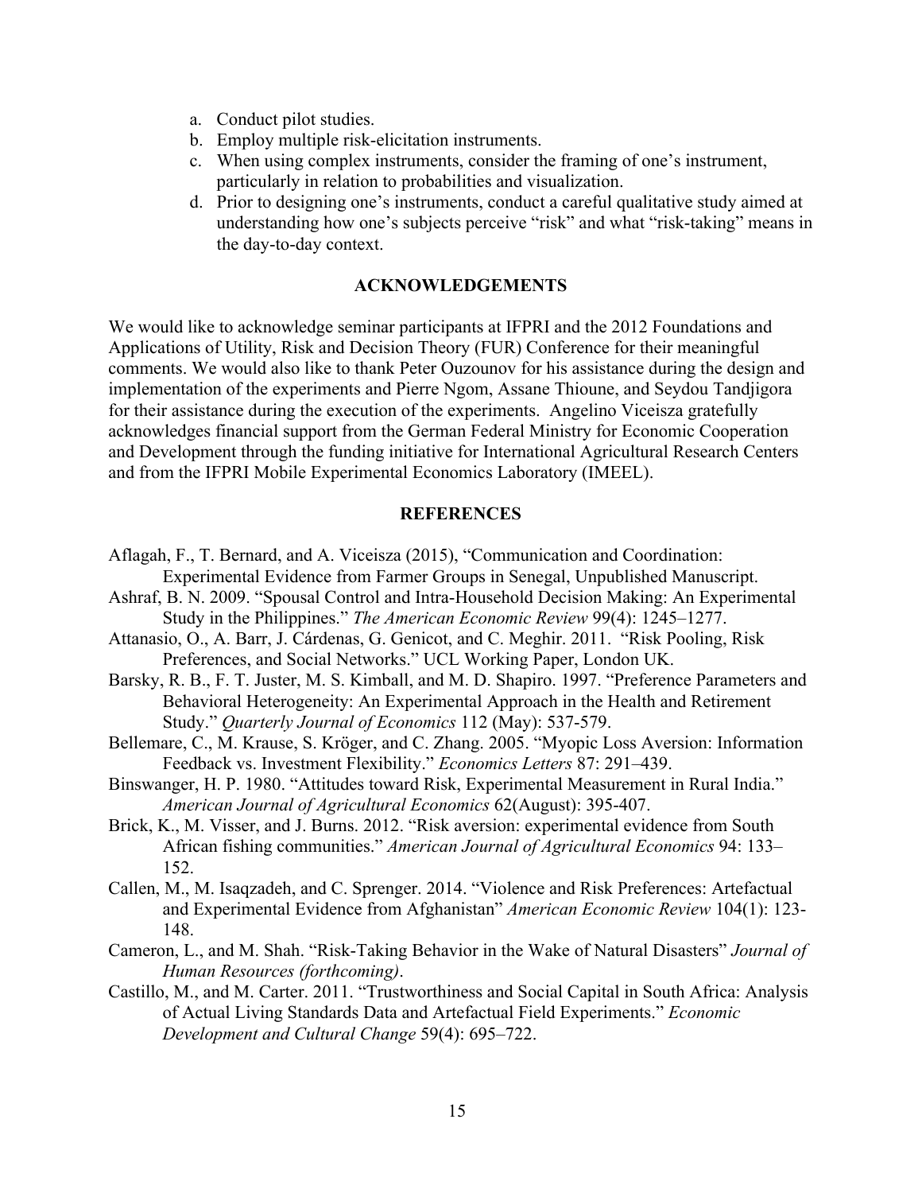a. Conduct pilot studies.
b. Employ multiple risk-elicitation instruments.
c. When using complex instruments, consider the framing of one's instrument, particularly in relation to probabilities and visualization.
d. Prior to designing one's instruments, conduct a careful qualitative study aimed at understanding how one's subjects perceive "risk" and what "risk-taking" means in the day-to-day context.

## ACKNOWLEDGEMENTS

We would like to acknowledge seminar participants at IFPRI and the 2012 Foundations and Applications of Utility, Risk and Decision Theory (FUR) Conference for their meaningful comments. We would also like to thank Peter Ouzounov for his assistance during the design and implementation of the experiments and Pierre Ngom, Assane Thioune, and Seydou Tandjigora for their assistance during the execution of the experiments. Angelino Viceisza gratefully acknowledges financial support from the German Federal Ministry for Economic Cooperation and Development through the funding initiative for International Agricultural Research Centers and from the IFPRI Mobile Experimental Economics Laboratory (IMEEL).

## REFERENCES

Aflagah, F., T. Bernard, and A. Viceisza (2015), "Communication and Coordination: Experimental Evidence from Farmer Groups in Senegal, Unpublished Manuscript.

Ashraf, B. N. 2009. "Spousal Control and Intra-Household Decision Making: An Experimental Study in the Philippines." *The American Economic Review* 99(4): 1245–1277.

Attanasio, O., A. Barr, J. Cárdenas, G. Genicot, and C. Meghir. 2011. "Risk Pooling, Risk Preferences, and Social Networks." UCL Working Paper, London UK.

Barsky, R. B., F. T. Juster, M. S. Kimball, and M. D. Shapiro. 1997. "Preference Parameters and Behavioral Heterogeneity: An Experimental Approach in the Health and Retirement Study." *Quarterly Journal of Economics* 112 (May): 537-579.

Bellemare, C., M. Krause, S. Kröger, and C. Zhang. 2005. "Myopic Loss Aversion: Information Feedback vs. Investment Flexibility." *Economics Letters* 87: 291–439.

Binswanger, H. P. 1980. "Attitudes toward Risk, Experimental Measurement in Rural India." *American Journal of Agricultural Economics* 62(August): 395-407.

Brick, K., M. Visser, and J. Burns. 2012. "Risk aversion: experimental evidence from South African fishing communities." *American Journal of Agricultural Economics* 94: 133–152.

Callen, M., M. Isaqzadeh, and C. Sprenger. 2014. "Violence and Risk Preferences: Artefactual and Experimental Evidence from Afghanistan" *American Economic Review* 104(1): 123-148.

Cameron, L., and M. Shah. "Risk-Taking Behavior in the Wake of Natural Disasters" *Journal of Human Resources (forthcoming)*.

Castillo, M., and M. Carter. 2011. "Trustworthiness and Social Capital in South Africa: Analysis of Actual Living Standards Data and Artefactual Field Experiments." *Economic Development and Cultural Change* 59(4): 695–722.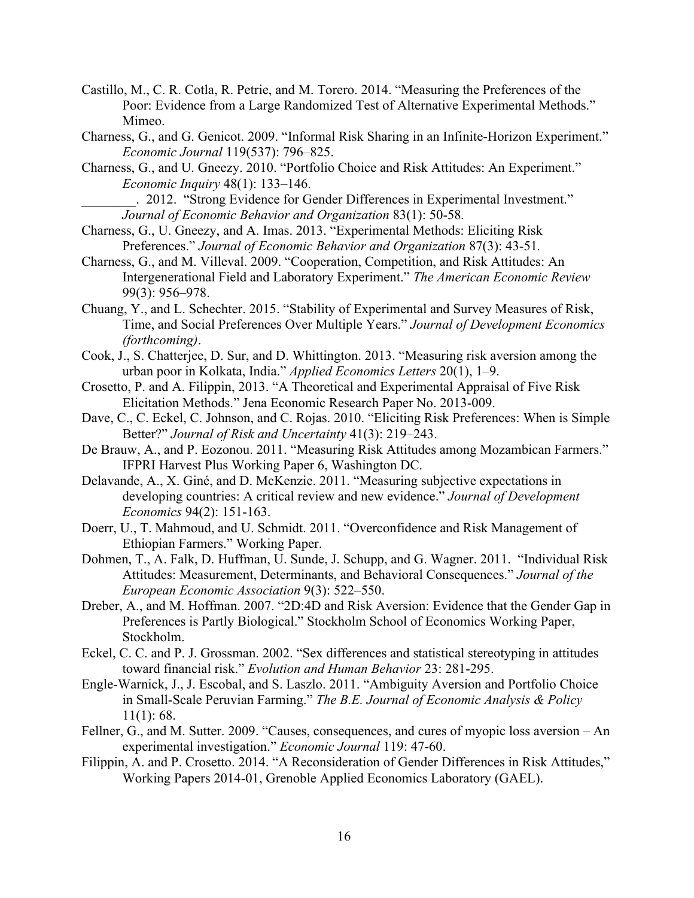Castillo, M., C. R. Cotla, R. Petrie, and M. Torero. 2014. "Measuring the Preferences of the Poor: Evidence from a Large Randomized Test of Alternative Experimental Methods." Mimeo.

Charness, G., and G. Genicot. 2009. "Informal Risk Sharing in an Infinite-Horizon Experiment." *Economic Journal* 119(537): 796–825.

Charness, G., and U. Gneezy. 2010. "Portfolio Choice and Risk Attitudes: An Experiment." *Economic Inquiry* 48(1): 133–146.

________. 2012. "Strong Evidence for Gender Differences in Experimental Investment." *Journal of Economic Behavior and Organization* 83(1): 50-58.

Charness, G., U. Gneezy, and A. Imas. 2013. "Experimental Methods: Eliciting Risk Preferences." *Journal of Economic Behavior and Organization* 87(3): 43-51.

Charness, G., and M. Villeval. 2009. "Cooperation, Competition, and Risk Attitudes: An Intergenerational Field and Laboratory Experiment." *The American Economic Review* 99(3): 956–978.

Chuang, Y., and L. Schechter. 2015. "Stability of Experimental and Survey Measures of Risk, Time, and Social Preferences Over Multiple Years." *Journal of Development Economics (forthcoming)*.

Cook, J., S. Chatterjee, D. Sur, and D. Whittington. 2013. "Measuring risk aversion among the urban poor in Kolkata, India." *Applied Economics Letters* 20(1), 1–9.

Crosetto, P. and A. Filippin, 2013. "A Theoretical and Experimental Appraisal of Five Risk Elicitation Methods." Jena Economic Research Paper No. 2013-009.

Dave, C., C. Eckel, C. Johnson, and C. Rojas. 2010. "Eliciting Risk Preferences: When is Simple Better?" *Journal of Risk and Uncertainty* 41(3): 219–243.

De Brauw, A., and P. Eozonou. 2011. "Measuring Risk Attitudes among Mozambican Farmers." IFPRI Harvest Plus Working Paper 6, Washington DC.

Delavande, A., X. Giné, and D. McKenzie. 2011. "Measuring subjective expectations in developing countries: A critical review and new evidence." *Journal of Development Economics* 94(2): 151-163.

Doerr, U., T. Mahmoud, and U. Schmidt. 2011. "Overconfidence and Risk Management of Ethiopian Farmers." Working Paper.

Dohmen, T., A. Falk, D. Huffman, U. Sunde, J. Schupp, and G. Wagner. 2011. "Individual Risk Attitudes: Measurement, Determinants, and Behavioral Consequences." *Journal of the European Economic Association* 9(3): 522–550.

Dreber, A., and M. Hoffman. 2007. "2D:4D and Risk Aversion: Evidence that the Gender Gap in Preferences is Partly Biological." Stockholm School of Economics Working Paper, Stockholm.

Eckel, C. C. and P. J. Grossman. 2002. "Sex differences and statistical stereotyping in attitudes toward financial risk." *Evolution and Human Behavior* 23: 281-295.

Engle-Warnick, J., J. Escobal, and S. Laszlo. 2011. "Ambiguity Aversion and Portfolio Choice in Small-Scale Peruvian Farming." *The B.E. Journal of Economic Analysis & Policy* 11(1): 68.

Fellner, G., and M. Sutter. 2009. "Causes, consequences, and cures of myopic loss aversion – An experimental investigation." *Economic Journal* 119: 47-60.

Filippin, A. and P. Crosetto. 2014. "A Reconsideration of Gender Differences in Risk Attitudes," Working Papers 2014-01, Grenoble Applied Economics Laboratory (GAEL).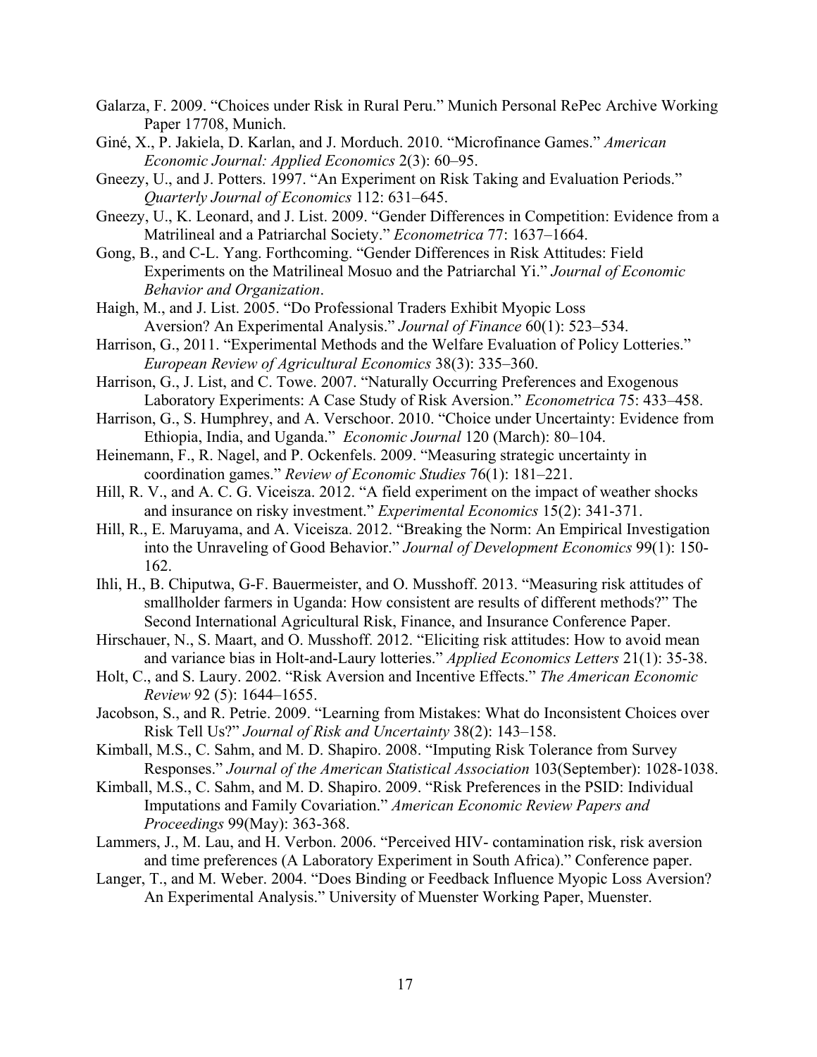Galarza, F. 2009. “Choices under Risk in Rural Peru.” Munich Personal RePec Archive Working Paper 17708, Munich.

Giné, X., P. Jakiela, D. Karlan, and J. Morduch. 2010. “Microfinance Games.” *American Economic Journal: Applied Economics* 2(3): 60–95.

Gneezy, U., and J. Potters. 1997. “An Experiment on Risk Taking and Evaluation Periods.” *Quarterly Journal of Economics* 112: 631–645.

Gneezy, U., K. Leonard, and J. List. 2009. “Gender Differences in Competition: Evidence from a Matrilineal and a Patriarchal Society.” *Econometrica* 77: 1637–1664.

Gong, B., and C-L. Yang. Forthcoming. “Gender Differences in Risk Attitudes: Field Experiments on the Matrilineal Mosuo and the Patriarchal Yi.” *Journal of Economic Behavior and Organization*.

Haigh, M., and J. List. 2005. “Do Professional Traders Exhibit Myopic Loss Aversion? An Experimental Analysis.” *Journal of Finance* 60(1): 523–534.

Harrison, G., 2011. “Experimental Methods and the Welfare Evaluation of Policy Lotteries.” *European Review of Agricultural Economics* 38(3): 335–360.

Harrison, G., J. List, and C. Towe. 2007. “Naturally Occurring Preferences and Exogenous Laboratory Experiments: A Case Study of Risk Aversion.” *Econometrica* 75: 433–458.

Harrison, G., S. Humphrey, and A. Verschoor. 2010. “Choice under Uncertainty: Evidence from Ethiopia, India, and Uganda.” *Economic Journal* 120 (March): 80–104.

Heinemann, F., R. Nagel, and P. Ockenfels. 2009. “Measuring strategic uncertainty in coordination games.” *Review of Economic Studies* 76(1): 181–221.

Hill, R. V., and A. C. G. Viceisza. 2012. “A field experiment on the impact of weather shocks and insurance on risky investment.” *Experimental Economics* 15(2): 341-371.

Hill, R., E. Maruyama, and A. Viceisza. 2012. “Breaking the Norm: An Empirical Investigation into the Unraveling of Good Behavior.” *Journal of Development Economics* 99(1): 150-162.

Ihli, H., B. Chiputwa, G-F. Bauermeister, and O. Musshoff. 2013. “Measuring risk attitudes of smallholder farmers in Uganda: How consistent are results of different methods?” The Second International Agricultural Risk, Finance, and Insurance Conference Paper.

Hirschauer, N., S. Maart, and O. Musshoff. 2012. “Eliciting risk attitudes: How to avoid mean and variance bias in Holt-and-Laury lotteries.” *Applied Economics Letters* 21(1): 35-38.

Holt, C., and S. Laury. 2002. “Risk Aversion and Incentive Effects.” *The American Economic Review* 92 (5): 1644–1655.

Jacobson, S., and R. Petrie. 2009. “Learning from Mistakes: What do Inconsistent Choices over Risk Tell Us?” *Journal of Risk and Uncertainty* 38(2): 143–158.

Kimball, M.S., C. Sahm, and M. D. Shapiro. 2008. “Imputing Risk Tolerance from Survey Responses.” *Journal of the American Statistical Association* 103(September): 1028-1038.

Kimball, M.S., C. Sahm, and M. D. Shapiro. 2009. “Risk Preferences in the PSID: Individual Imputations and Family Covariation.” *American Economic Review Papers and Proceedings* 99(May): 363-368.

Lammers, J., M. Lau, and H. Verbon. 2006. “Perceived HIV- contamination risk, risk aversion and time preferences (A Laboratory Experiment in South Africa).” Conference paper.

Langer, T., and M. Weber. 2004. “Does Binding or Feedback Influence Myopic Loss Aversion? An Experimental Analysis.” University of Muenster Working Paper, Muenster.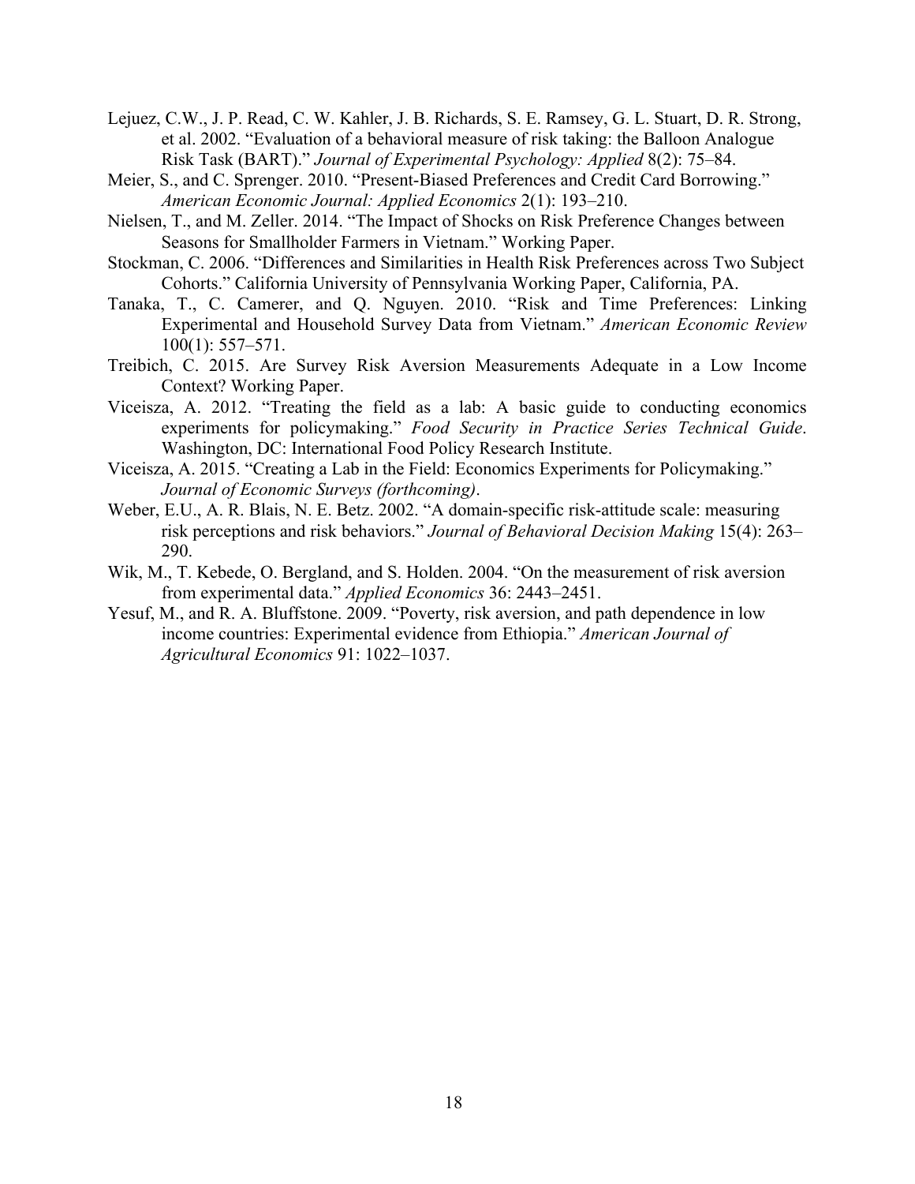Lejuez, C.W., J. P. Read, C. W. Kahler, J. B. Richards, S. E. Ramsey, G. L. Stuart, D. R. Strong, et al. 2002. "Evaluation of a behavioral measure of risk taking: the Balloon Analogue Risk Task (BART)." *Journal of Experimental Psychology: Applied* 8(2): 75–84.

Meier, S., and C. Sprenger. 2010. "Present-Biased Preferences and Credit Card Borrowing." *American Economic Journal: Applied Economics* 2(1): 193–210.

Nielsen, T., and M. Zeller. 2014. "The Impact of Shocks on Risk Preference Changes between Seasons for Smallholder Farmers in Vietnam." Working Paper.

Stockman, C. 2006. "Differences and Similarities in Health Risk Preferences across Two Subject Cohorts." California University of Pennsylvania Working Paper, California, PA.

Tanaka, T., C. Camerer, and Q. Nguyen. 2010. "Risk and Time Preferences: Linking Experimental and Household Survey Data from Vietnam." *American Economic Review* 100(1): 557–571.

Treibich, C. 2015. Are Survey Risk Aversion Measurements Adequate in a Low Income Context? Working Paper.

Viceisza, A. 2012. "Treating the field as a lab: A basic guide to conducting economics experiments for policymaking." *Food Security in Practice Series Technical Guide*. Washington, DC: International Food Policy Research Institute.

Viceisza, A. 2015. "Creating a Lab in the Field: Economics Experiments for Policymaking." *Journal of Economic Surveys (forthcoming)*.

Weber, E.U., A. R. Blais, N. E. Betz. 2002. "A domain-specific risk-attitude scale: measuring risk perceptions and risk behaviors." *Journal of Behavioral Decision Making* 15(4): 263–290.

Wik, M., T. Kebede, O. Bergland, and S. Holden. 2004. "On the measurement of risk aversion from experimental data." *Applied Economics* 36: 2443–2451.

Yesuf, M., and R. A. Bluffstone. 2009. "Poverty, risk aversion, and path dependence in low income countries: Experimental evidence from Ethiopia." *American Journal of Agricultural Economics* 91: 1022–1037.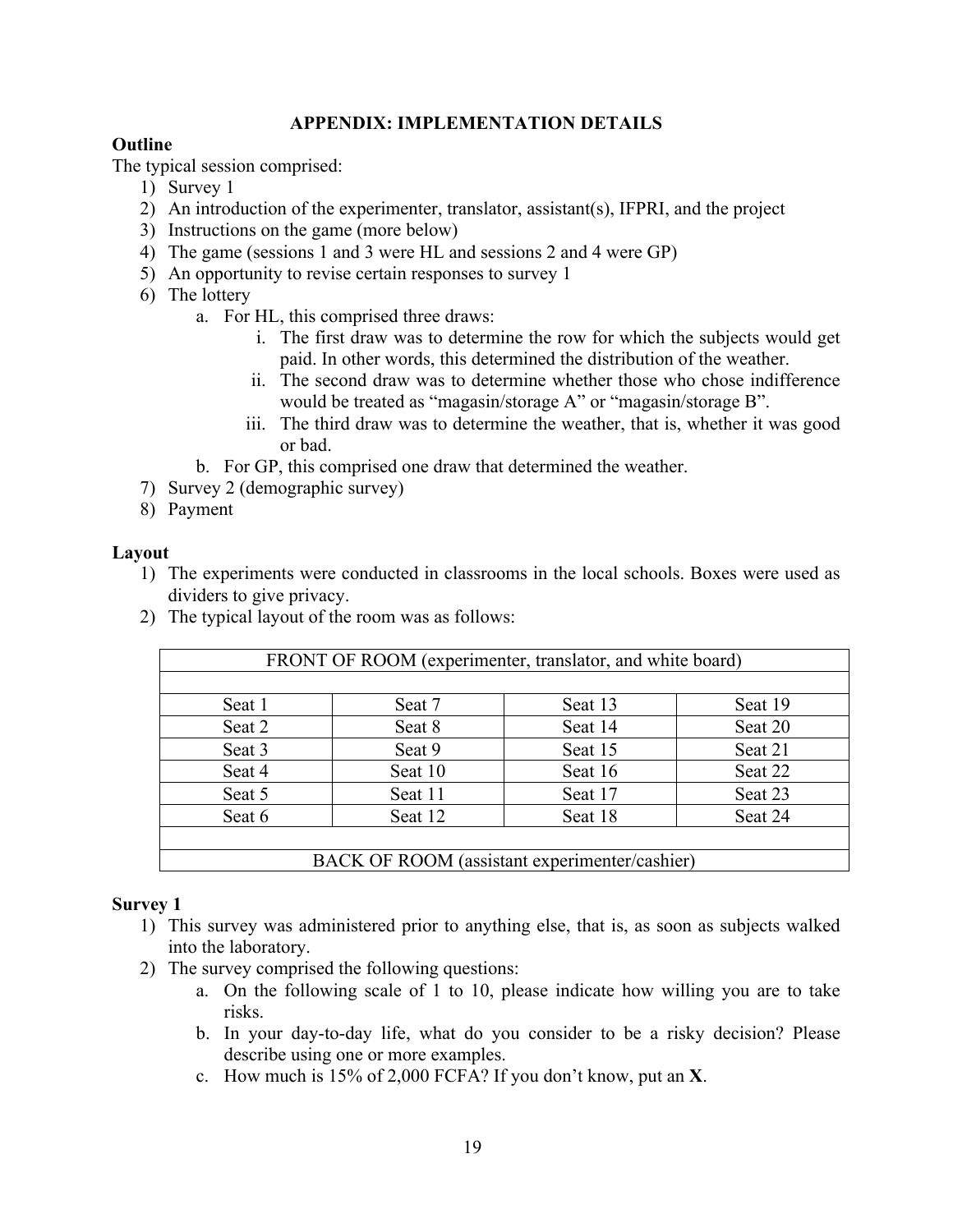## APPENDIX: IMPLEMENTATION DETAILS

**Outline**

The typical session comprised:

1) Survey 1
2) An introduction of the experimenter, translator, assistant(s), IFPRI, and the project
3) Instructions on the game (more below)
4) The game (sessions 1 and 3 were HL and sessions 2 and 4 were GP)
5) An opportunity to revise certain responses to survey 1
6) The lottery
   a. For HL, this comprised three draws:
      i. The first draw was to determine the row for which the subjects would get paid. In other words, this determined the distribution of the weather.
      ii. The second draw was to determine whether those who chose indifference would be treated as "magasin/storage A" or "magasin/storage B".
      iii. The third draw was to determine the weather, that is, whether it was good or bad.
   b. For GP, this comprised one draw that determined the weather.
7) Survey 2 (demographic survey)
8) Payment

**Layout**

1) The experiments were conducted in classrooms in the local schools. Boxes were used as dividers to give privacy.
2) The typical layout of the room was as follows:

| FRONT OF ROOM (experimenter, translator, and white board) | | | |
|---|---|---|---|
| | | | |
| Seat 1 | Seat 7 | Seat 13 | Seat 19 |
| Seat 2 | Seat 8 | Seat 14 | Seat 20 |
| Seat 3 | Seat 9 | Seat 15 | Seat 21 |
| Seat 4 | Seat 10 | Seat 16 | Seat 22 |
| Seat 5 | Seat 11 | Seat 17 | Seat 23 |
| Seat 6 | Seat 12 | Seat 18 | Seat 24 |
| | | | |
| BACK OF ROOM (assistant experimenter/cashier) | | | |

**Survey 1**

1) This survey was administered prior to anything else, that is, as soon as subjects walked into the laboratory.
2) The survey comprised the following questions:
   a. On the following scale of 1 to 10, please indicate how willing you are to take risks.
   b. In your day-to-day life, what do you consider to be a risky decision? Please describe using one or more examples.
   c. How much is 15% of 2,000 FCFA? If you don't know, put an **X**.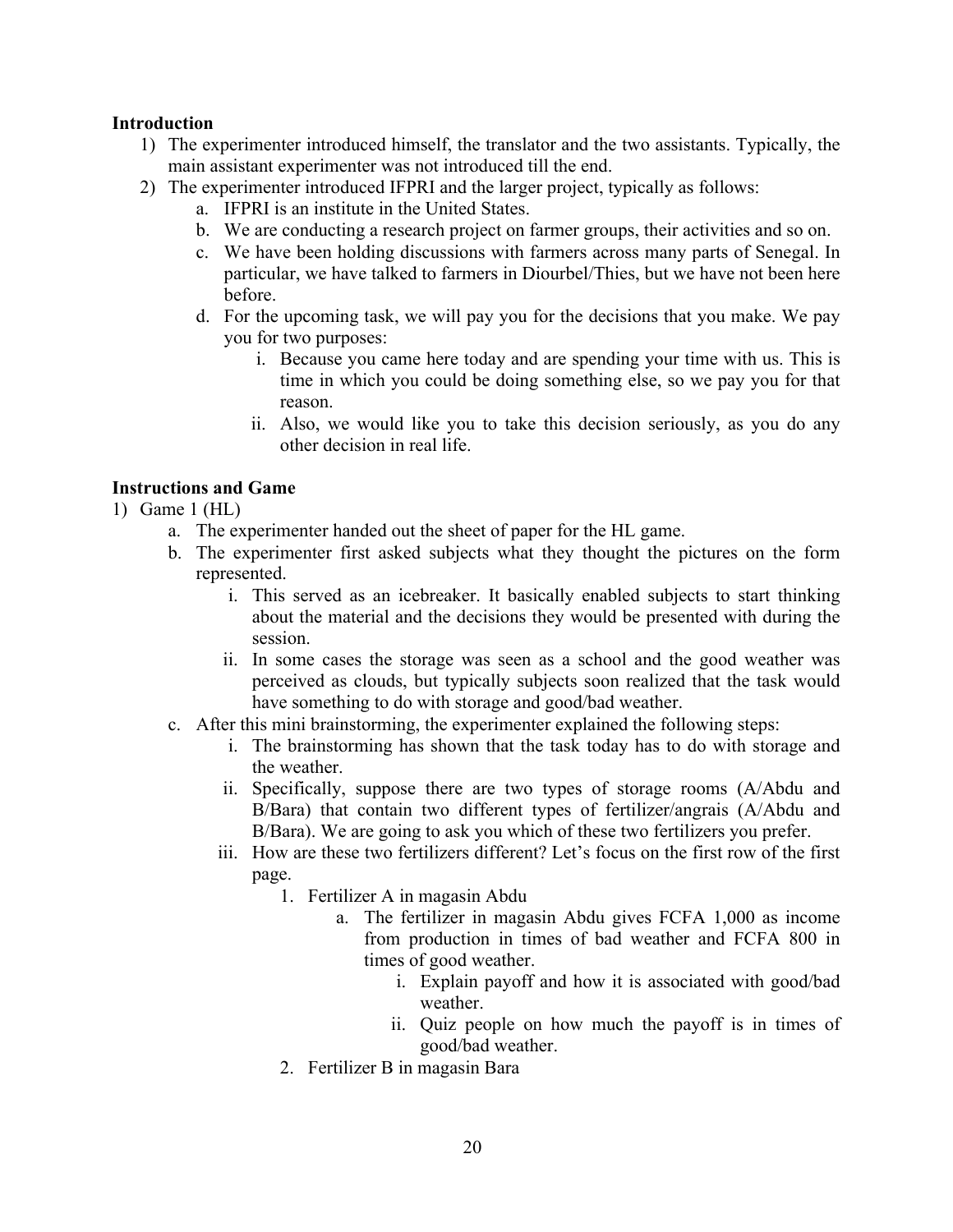**Introduction**

1) The experimenter introduced himself, the translator and the two assistants. Typically, the main assistant experimenter was not introduced till the end.
2) The experimenter introduced IFPRI and the larger project, typically as follows:
    a. IFPRI is an institute in the United States.
    b. We are conducting a research project on farmer groups, their activities and so on.
    c. We have been holding discussions with farmers across many parts of Senegal. In particular, we have talked to farmers in Diourbel/Thies, but we have not been here before.
    d. For the upcoming task, we will pay you for the decisions that you make. We pay you for two purposes:
        i. Because you came here today and are spending your time with us. This is time in which you could be doing something else, so we pay you for that reason.
        ii. Also, we would like you to take this decision seriously, as you do any other decision in real life.

**Instructions and Game**

1) Game 1 (HL)
    a. The experimenter handed out the sheet of paper for the HL game.
    b. The experimenter first asked subjects what they thought the pictures on the form represented.
        i. This served as an icebreaker. It basically enabled subjects to start thinking about the material and the decisions they would be presented with during the session.
        ii. In some cases the storage was seen as a school and the good weather was perceived as clouds, but typically subjects soon realized that the task would have something to do with storage and good/bad weather.
    c. After this mini brainstorming, the experimenter explained the following steps:
        i. The brainstorming has shown that the task today has to do with storage and the weather.
        ii. Specifically, suppose there are two types of storage rooms (A/Abdu and B/Bara) that contain two different types of fertilizer/angrais (A/Abdu and B/Bara). We are going to ask you which of these two fertilizers you prefer.
        iii. How are these two fertilizers different? Let's focus on the first row of the first page.
            1. Fertilizer A in magasin Abdu
                a. The fertilizer in magasin Abdu gives FCFA 1,000 as income from production in times of bad weather and FCFA 800 in times of good weather.
                    i. Explain payoff and how it is associated with good/bad weather.
                    ii. Quiz people on how much the payoff is in times of good/bad weather.
            2. Fertilizer B in magasin Bara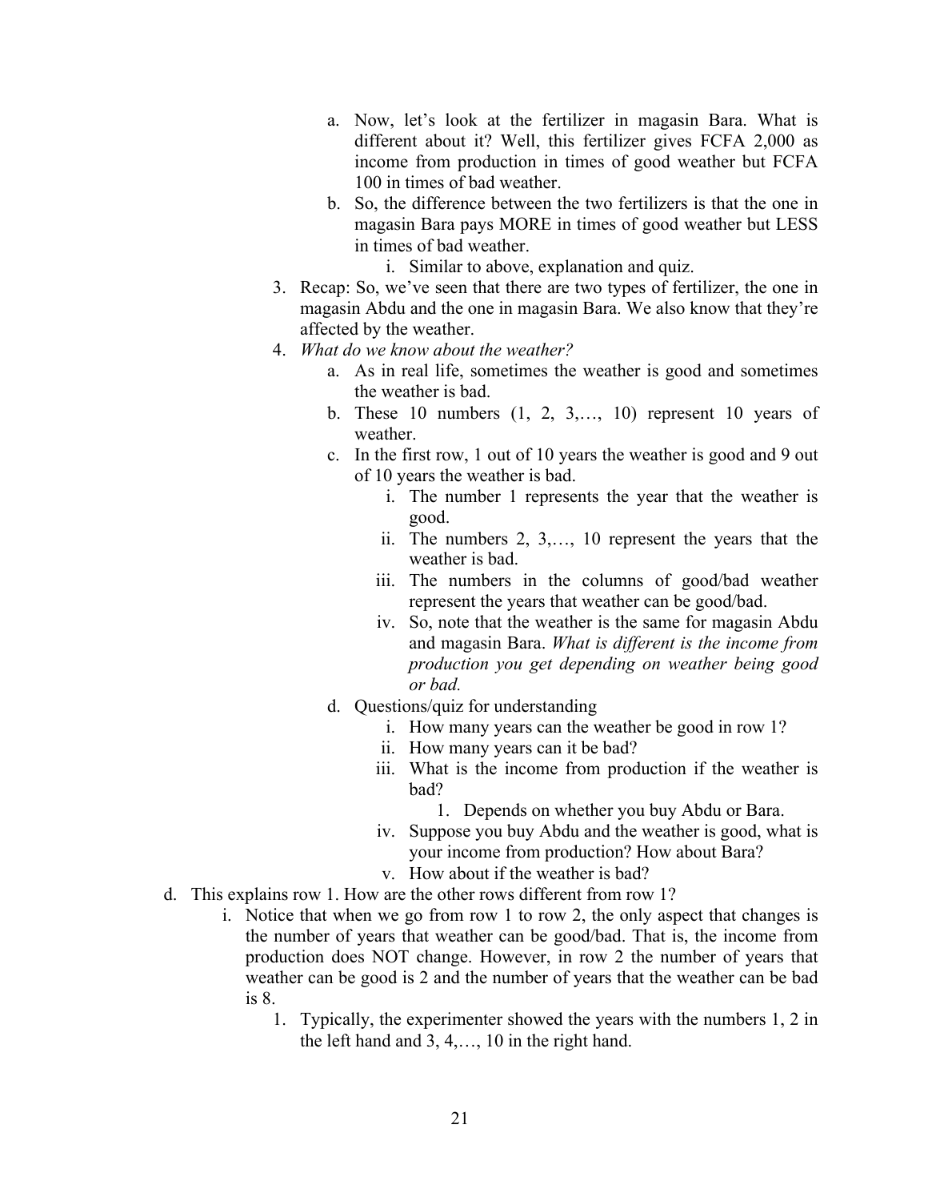a. Now, let's look at the fertilizer in magasin Bara. What is different about it? Well, this fertilizer gives FCFA 2,000 as income from production in times of good weather but FCFA 100 in times of bad weather.

b. So, the difference between the two fertilizers is that the one in magasin Bara pays MORE in times of good weather but LESS in times of bad weather.

   i. Similar to above, explanation and quiz.

3. Recap: So, we've seen that there are two types of fertilizer, the one in magasin Abdu and the one in magasin Bara. We also know that they're affected by the weather.

4. *What do we know about the weather?*

   a. As in real life, sometimes the weather is good and sometimes the weather is bad.

   b. These 10 numbers (1, 2, 3,…, 10) represent 10 years of weather.

   c. In the first row, 1 out of 10 years the weather is good and 9 out of 10 years the weather is bad.

      i. The number 1 represents the year that the weather is good.

      ii. The numbers 2, 3,…, 10 represent the years that the weather is bad.

      iii. The numbers in the columns of good/bad weather represent the years that weather can be good/bad.

      iv. So, note that the weather is the same for magasin Abdu and magasin Bara. *What is different is the income from production you get depending on weather being good or bad.*

   d. Questions/quiz for understanding

      i. How many years can the weather be good in row 1?

      ii. How many years can it be bad?

      iii. What is the income from production if the weather is bad?

         1. Depends on whether you buy Abdu or Bara.

      iv. Suppose you buy Abdu and the weather is good, what is your income from production? How about Bara?

      v. How about if the weather is bad?

d. This explains row 1. How are the other rows different from row 1?

   i. Notice that when we go from row 1 to row 2, the only aspect that changes is the number of years that weather can be good/bad. That is, the income from production does NOT change. However, in row 2 the number of years that weather can be good is 2 and the number of years that the weather can be bad is 8.

      1. Typically, the experimenter showed the years with the numbers 1, 2 in the left hand and 3, 4,…, 10 in the right hand.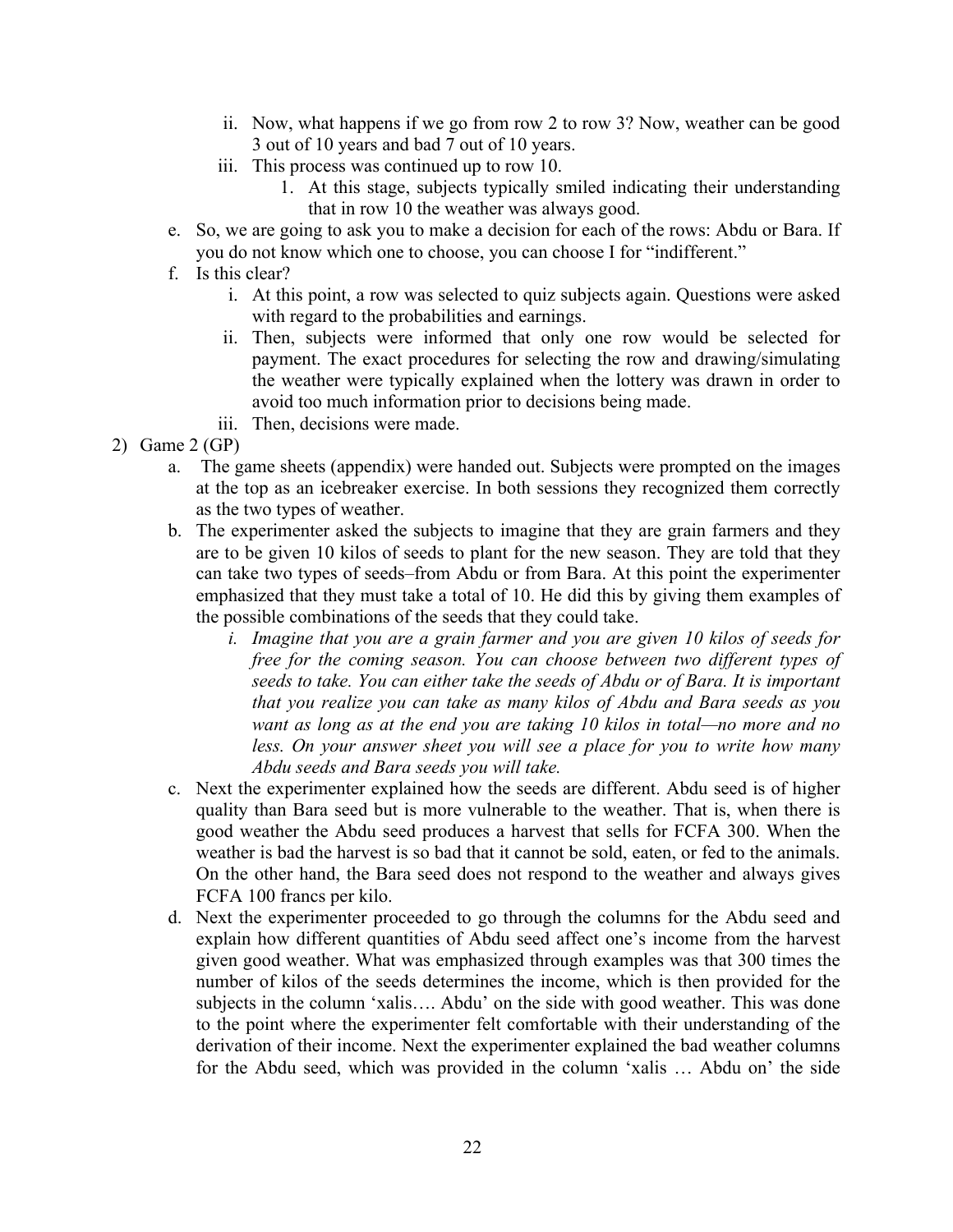ii. Now, what happens if we go from row 2 to row 3? Now, weather can be good 3 out of 10 years and bad 7 out of 10 years.
   iii. This process was continued up to row 10.
      1. At this stage, subjects typically smiled indicating their understanding that in row 10 the weather was always good.

e. So, we are going to ask you to make a decision for each of the rows: Abdu or Bara. If you do not know which one to choose, you can choose I for "indifferent."

f. Is this clear?
   i. At this point, a row was selected to quiz subjects again. Questions were asked with regard to the probabilities and earnings.
   ii. Then, subjects were informed that only one row would be selected for payment. The exact procedures for selecting the row and drawing/simulating the weather were typically explained when the lottery was drawn in order to avoid too much information prior to decisions being made.
   iii. Then, decisions were made.

2) Game 2 (GP)

a. The game sheets (appendix) were handed out. Subjects were prompted on the images at the top as an icebreaker exercise. In both sessions they recognized them correctly as the two types of weather.

b. The experimenter asked the subjects to imagine that they are grain farmers and they are to be given 10 kilos of seeds to plant for the new season. They are told that they can take two types of seeds–from Abdu or from Bara. At this point the experimenter emphasized that they must take a total of 10. He did this by giving them examples of the possible combinations of the seeds that they could take.
   i. *Imagine that you are a grain farmer and you are given 10 kilos of seeds for free for the coming season. You can choose between two different types of seeds to take. You can either take the seeds of Abdu or of Bara. It is important that you realize you can take as many kilos of Abdu and Bara seeds as you want as long as at the end you are taking 10 kilos in total—no more and no less. On your answer sheet you will see a place for you to write how many Abdu seeds and Bara seeds you will take.*

c. Next the experimenter explained how the seeds are different. Abdu seed is of higher quality than Bara seed but is more vulnerable to the weather. That is, when there is good weather the Abdu seed produces a harvest that sells for FCFA 300. When the weather is bad the harvest is so bad that it cannot be sold, eaten, or fed to the animals. On the other hand, the Bara seed does not respond to the weather and always gives FCFA 100 francs per kilo.

d. Next the experimenter proceeded to go through the columns for the Abdu seed and explain how different quantities of Abdu seed affect one's income from the harvest given good weather. What was emphasized through examples was that 300 times the number of kilos of the seeds determines the income, which is then provided for the subjects in the column 'xalis…. Abdu' on the side with good weather. This was done to the point where the experimenter felt comfortable with their understanding of the derivation of their income. Next the experimenter explained the bad weather columns for the Abdu seed, which was provided in the column 'xalis … Abdu on' the side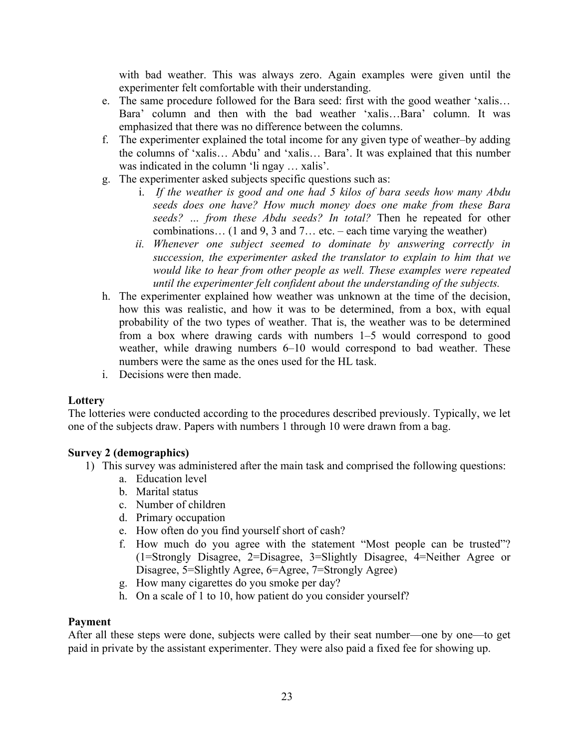with bad weather. This was always zero. Again examples were given until the experimenter felt comfortable with their understanding.

e. The same procedure followed for the Bara seed: first with the good weather 'xalis… Bara' column and then with the bad weather 'xalis…Bara' column. It was emphasized that there was no difference between the columns.

f. The experimenter explained the total income for any given type of weather–by adding the columns of 'xalis… Abdu' and 'xalis… Bara'. It was explained that this number was indicated in the column 'li ngay … xalis'.

g. The experimenter asked subjects specific questions such as:
   i. *If the weather is good and one had 5 kilos of bara seeds how many Abdu seeds does one have? How much money does one make from these Bara seeds? ... from these Abdu seeds? In total?* Then he repeated for other combinations… (1 and 9, 3 and 7… etc. – each time varying the weather)
   ii. *Whenever one subject seemed to dominate by answering correctly in succession, the experimenter asked the translator to explain to him that we would like to hear from other people as well. These examples were repeated until the experimenter felt confident about the understanding of the subjects.*

h. The experimenter explained how weather was unknown at the time of the decision, how this was realistic, and how it was to be determined, from a box, with equal probability of the two types of weather. That is, the weather was to be determined from a box where drawing cards with numbers 1–5 would correspond to good weather, while drawing numbers 6–10 would correspond to bad weather. These numbers were the same as the ones used for the HL task.

i. Decisions were then made.

**Lottery**

The lotteries were conducted according to the procedures described previously. Typically, we let one of the subjects draw. Papers with numbers 1 through 10 were drawn from a bag.

**Survey 2 (demographics)**

1) This survey was administered after the main task and comprised the following questions:
   a. Education level
   b. Marital status
   c. Number of children
   d. Primary occupation
   e. How often do you find yourself short of cash?
   f. How much do you agree with the statement "Most people can be trusted"? (1=Strongly Disagree, 2=Disagree, 3=Slightly Disagree, 4=Neither Agree or Disagree, 5=Slightly Agree, 6=Agree, 7=Strongly Agree)
   g. How many cigarettes do you smoke per day?
   h. On a scale of 1 to 10, how patient do you consider yourself?

**Payment**

After all these steps were done, subjects were called by their seat number—one by one—to get paid in private by the assistant experimenter. They were also paid a fixed fee for showing up.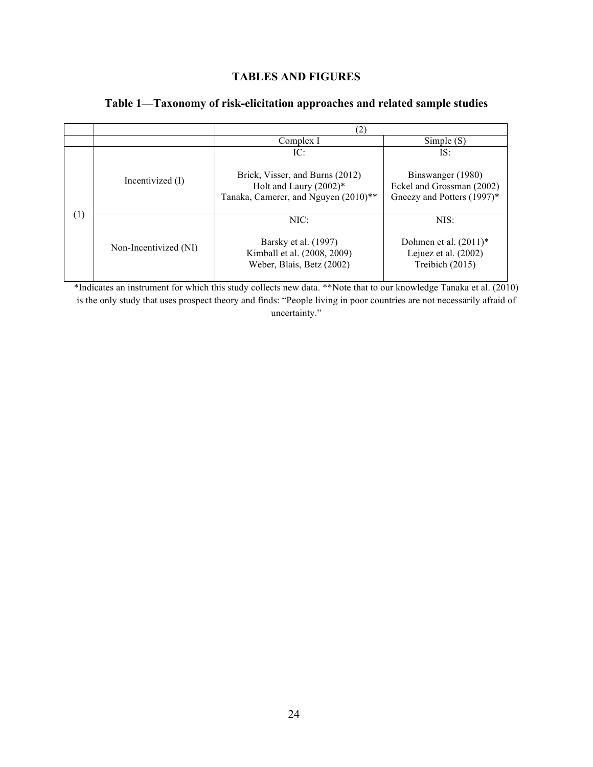## TABLES AND FIGURES

### Table 1—Taxonomy of risk-elicitation approaches and related sample studies

| | | (2) | |
|---|---|---|---|
| | | Complex I | Simple (S) |
| (1) | Incentivized (I) | IC:<br><br>Brick, Visser, and Burns (2012)<br>Holt and Laury (2002)*<br>Tanaka, Camerer, and Nguyen (2010)** | IS:<br><br>Binswanger (1980)<br>Eckel and Grossman (2002)<br>Gneezy and Potters (1997)* |
| | Non-Incentivized (NI) | NIC:<br><br>Barsky et al. (1997)<br>Kimball et al. (2008, 2009)<br>Weber, Blais, Betz (2002) | NIS:<br><br>Dohmen et al. (2011)*<br>Lejuez et al. (2002)<br>Treibich (2015) |

*Indicates an instrument for which this study collects new data. **Note that to our knowledge Tanaka et al. (2010) is the only study that uses prospect theory and finds: "People living in poor countries are not necessarily afraid of uncertainty."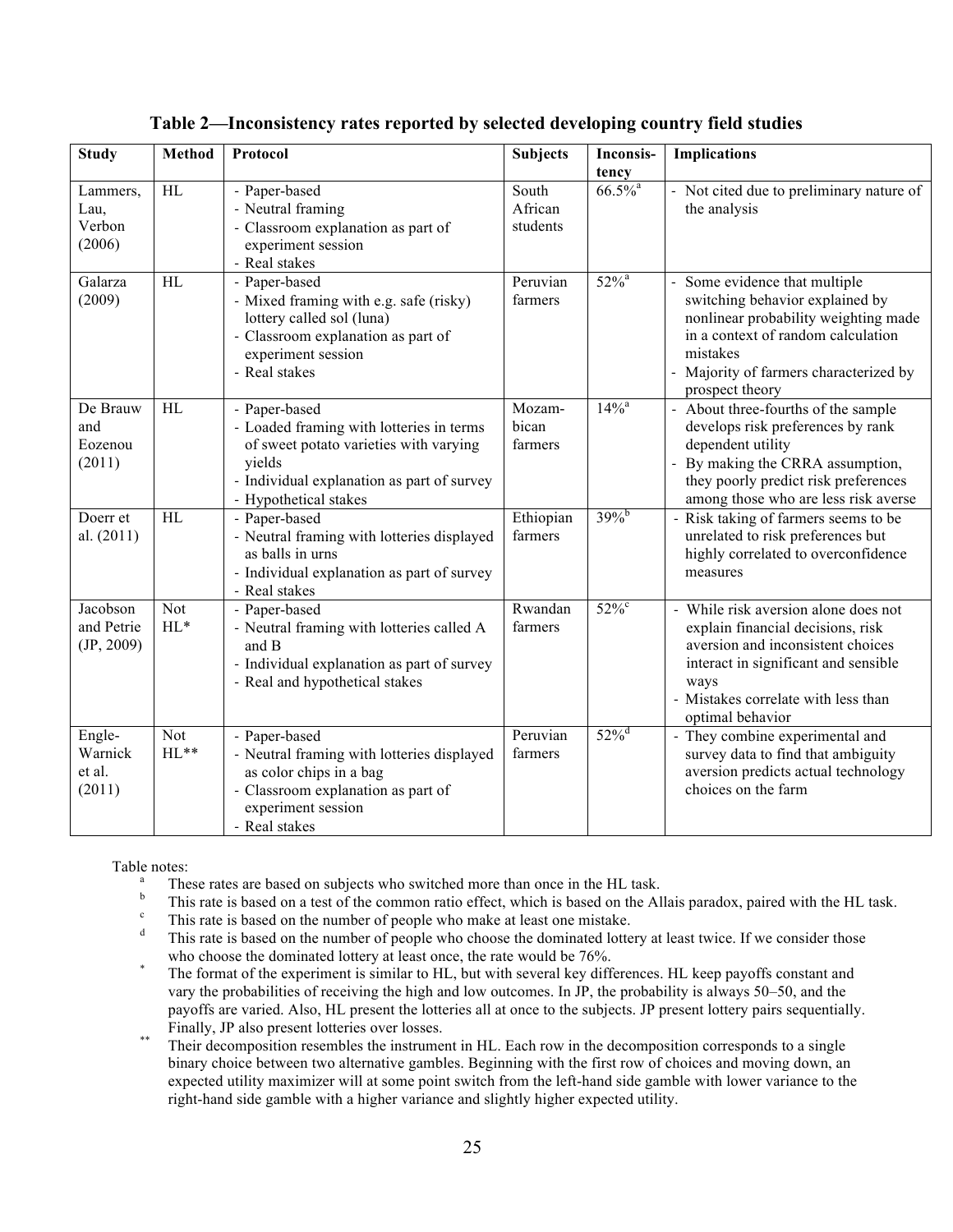**Table 2—Inconsistency rates reported by selected developing country field studies**

| Study | Method | Protocol | Subjects | Inconsis-tency | Implications |
|---|---|---|---|---|---|
| Lammers, Lau, Verbon (2006) | HL | - Paper-based<br>- Neutral framing<br>- Classroom explanation as part of experiment session<br>- Real stakes | South African students | 66.5%[a] | - Not cited due to preliminary nature of the analysis |
| Galarza (2009) | HL | - Paper-based<br>- Mixed framing with e.g. safe (risky) lottery called sol (luna)<br>- Classroom explanation as part of experiment session<br>- Real stakes | Peruvian farmers | 52%[a] | - Some evidence that multiple switching behavior explained by nonlinear probability weighting made in a context of random calculation mistakes<br>- Majority of farmers characterized by prospect theory |
| De Brauw and Eozenou (2011) | HL | - Paper-based<br>- Loaded framing with lotteries in terms of sweet potato varieties with varying yields<br>- Individual explanation as part of survey<br>- Hypothetical stakes | Mozam-bican farmers | 14%[a] | - About three-fourths of the sample develops risk preferences by rank dependent utility<br>- By making the CRRA assumption, they poorly predict risk preferences among those who are less risk averse |
| Doerr et al. (2011) | HL | - Paper-based<br>- Neutral framing with lotteries displayed as balls in urns<br>- Individual explanation as part of survey<br>- Real stakes | Ethiopian farmers | 39%[b] | - Risk taking of farmers seems to be unrelated to risk preferences but highly correlated to overconfidence measures |
| Jacobson and Petrie (JP, 2009) | Not HL* | - Paper-based<br>- Neutral framing with lotteries called A and B<br>- Individual explanation as part of survey<br>- Real and hypothetical stakes | Rwandan farmers | 52%[c] | - While risk aversion alone does not explain financial decisions, risk aversion and inconsistent choices interact in significant and sensible ways<br>- Mistakes correlate with less than optimal behavior |
| Engle-Warnick et al. (2011) | Not HL** | - Paper-based<br>- Neutral framing with lotteries displayed as color chips in a bag<br>- Classroom explanation as part of experiment session<br>- Real stakes | Peruvian farmers | 52%[d] | - They combine experimental and survey data to find that ambiguity aversion predicts actual technology choices on the farm |

Table notes:

[a] These rates are based on subjects who switched more than once in the HL task.

[b] This rate is based on a test of the common ratio effect, which is based on the Allais paradox, paired with the HL task.

[c] This rate is based on the number of people who make at least one mistake.

[d] This rate is based on the number of people who choose the dominated lottery at least twice. If we consider those who choose the dominated lottery at least once, the rate would be 76%.

\* The format of the experiment is similar to HL, but with several key differences. HL keep payoffs constant and vary the probabilities of receiving the high and low outcomes. In JP, the probability is always 50–50, and the payoffs are varied. Also, HL present the lotteries all at once to the subjects. JP present lottery pairs sequentially. Finally, JP also present lotteries over losses.

\*\* Their decomposition resembles the instrument in HL. Each row in the decomposition corresponds to a single binary choice between two alternative gambles. Beginning with the first row of choices and moving down, an expected utility maximizer will at some point switch from the left-hand side gamble with lower variance to the right-hand side gamble with a higher variance and slightly higher expected utility.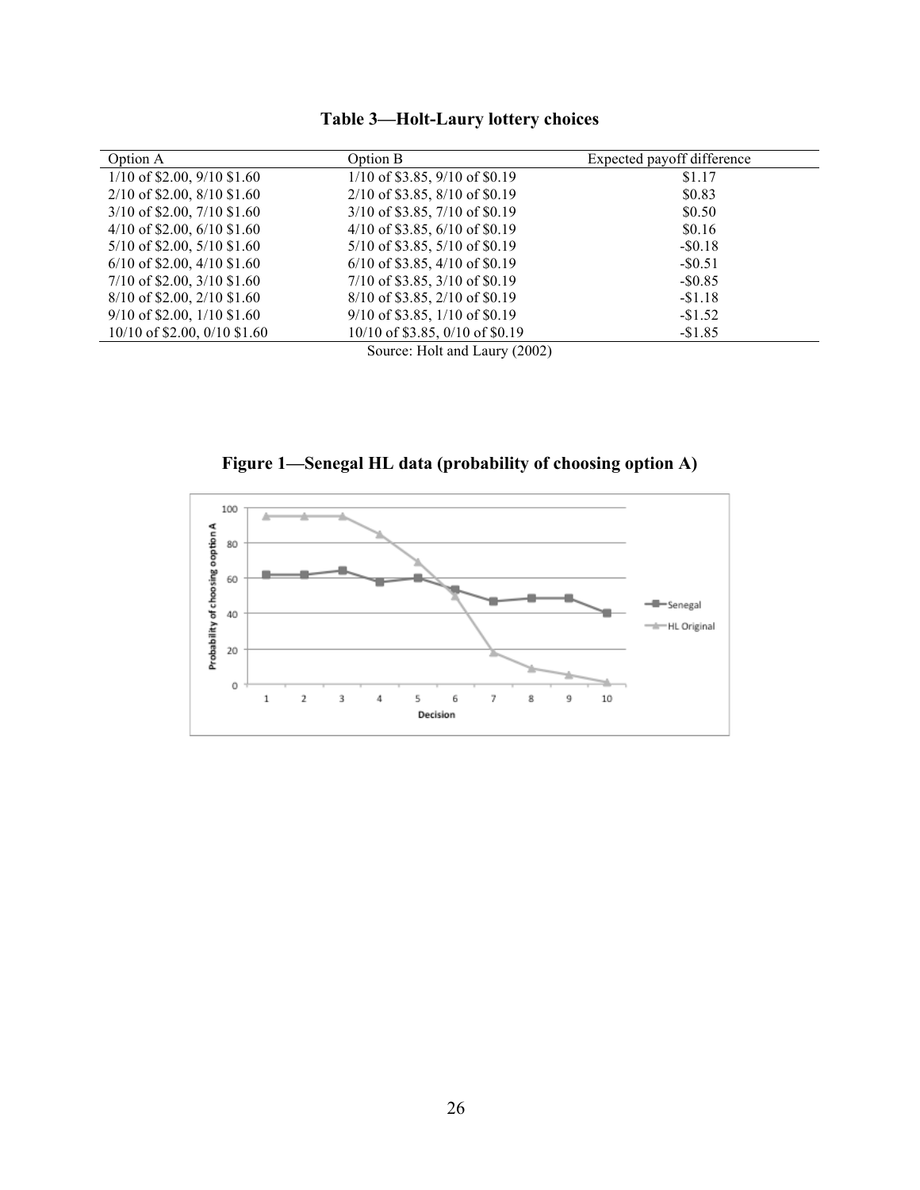**Table 3—Holt-Laury lottery choices**

| Option A | Option B | Expected payoff difference |
|---|---|---|
| 1/10 of \$2.00, 9/10 \$1.60 | 1/10 of \$3.85, 9/10 of \$0.19 | \$1.17 |
| 2/10 of \$2.00, 8/10 \$1.60 | 2/10 of \$3.85, 8/10 of \$0.19 | \$0.83 |
| 3/10 of \$2.00, 7/10 \$1.60 | 3/10 of \$3.85, 7/10 of \$0.19 | \$0.50 |
| 4/10 of \$2.00, 6/10 \$1.60 | 4/10 of \$3.85, 6/10 of \$0.19 | \$0.16 |
| 5/10 of \$2.00, 5/10 \$1.60 | 5/10 of \$3.85, 5/10 of \$0.19 | -\$0.18 |
| 6/10 of \$2.00, 4/10 \$1.60 | 6/10 of \$3.85, 4/10 of \$0.19 | -\$0.51 |
| 7/10 of \$2.00, 3/10 \$1.60 | 7/10 of \$3.85, 3/10 of \$0.19 | -\$0.85 |
| 8/10 of \$2.00, 2/10 \$1.60 | 8/10 of \$3.85, 2/10 of \$0.19 | -\$1.18 |
| 9/10 of \$2.00, 1/10 \$1.60 | 9/10 of \$3.85, 1/10 of \$0.19 | -\$1.52 |
| 10/10 of \$2.00, 0/10 \$1.60 | 10/10 of \$3.85, 0/10 of \$0.19 | -\$1.85 |

Source: Holt and Laury (2002)

**Figure 1—Senegal HL data (probability of choosing option A)**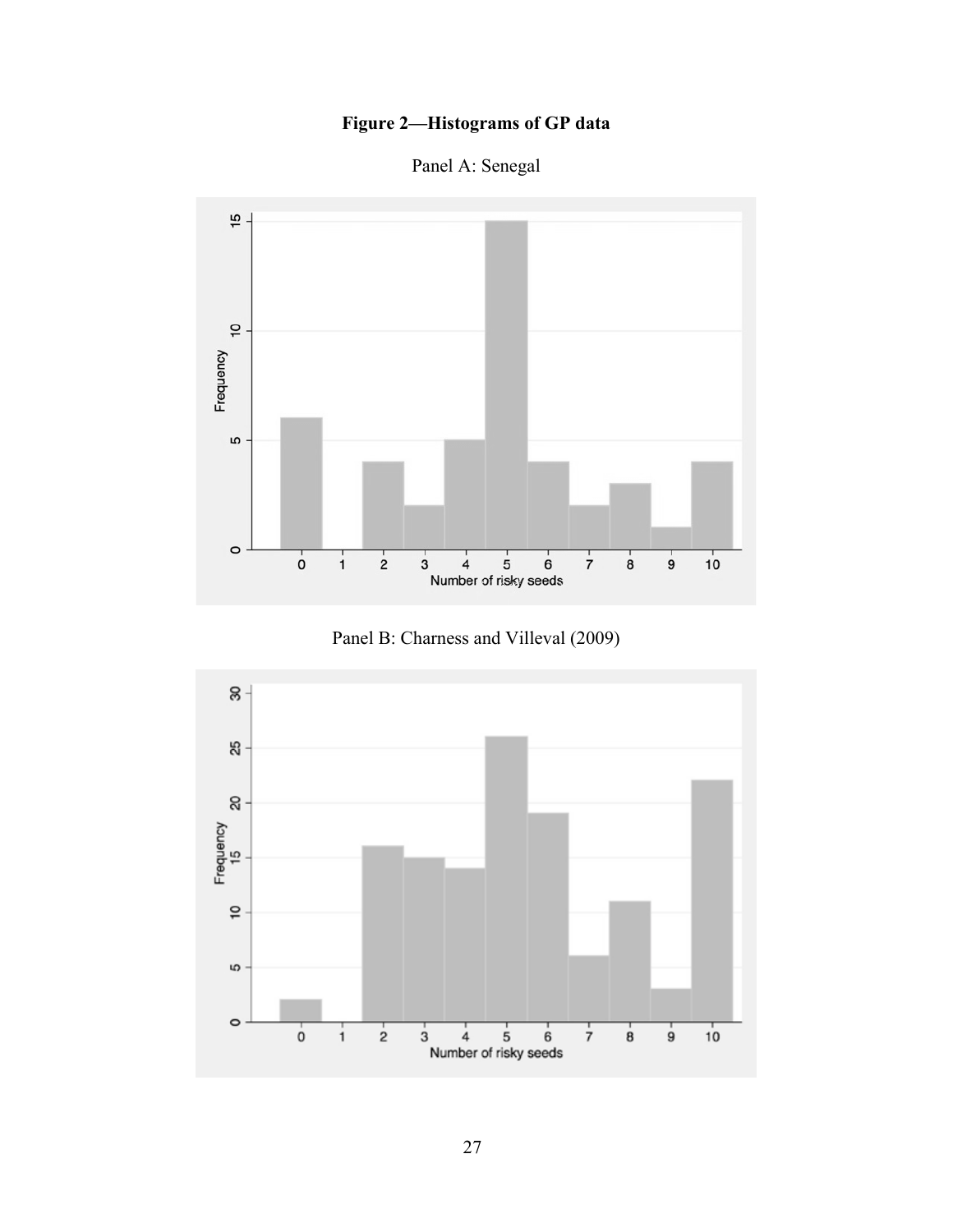**Figure 2—Histograms of GP data**

Panel A: Senegal

Panel B: Charness and Villeval (2009)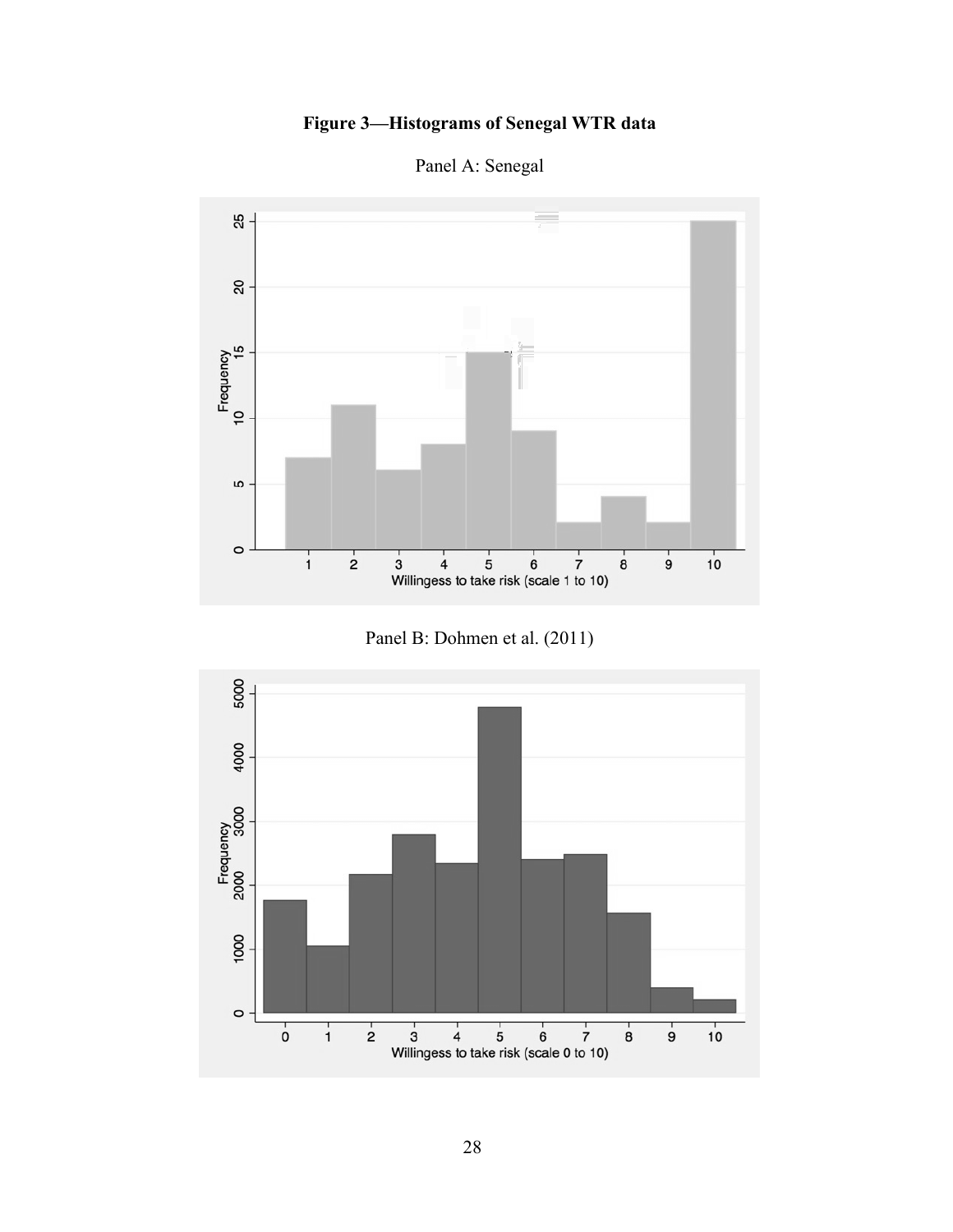**Figure 3—Histograms of Senegal WTR data**

Panel A: Senegal

Panel B: Dohmen et al. (2011)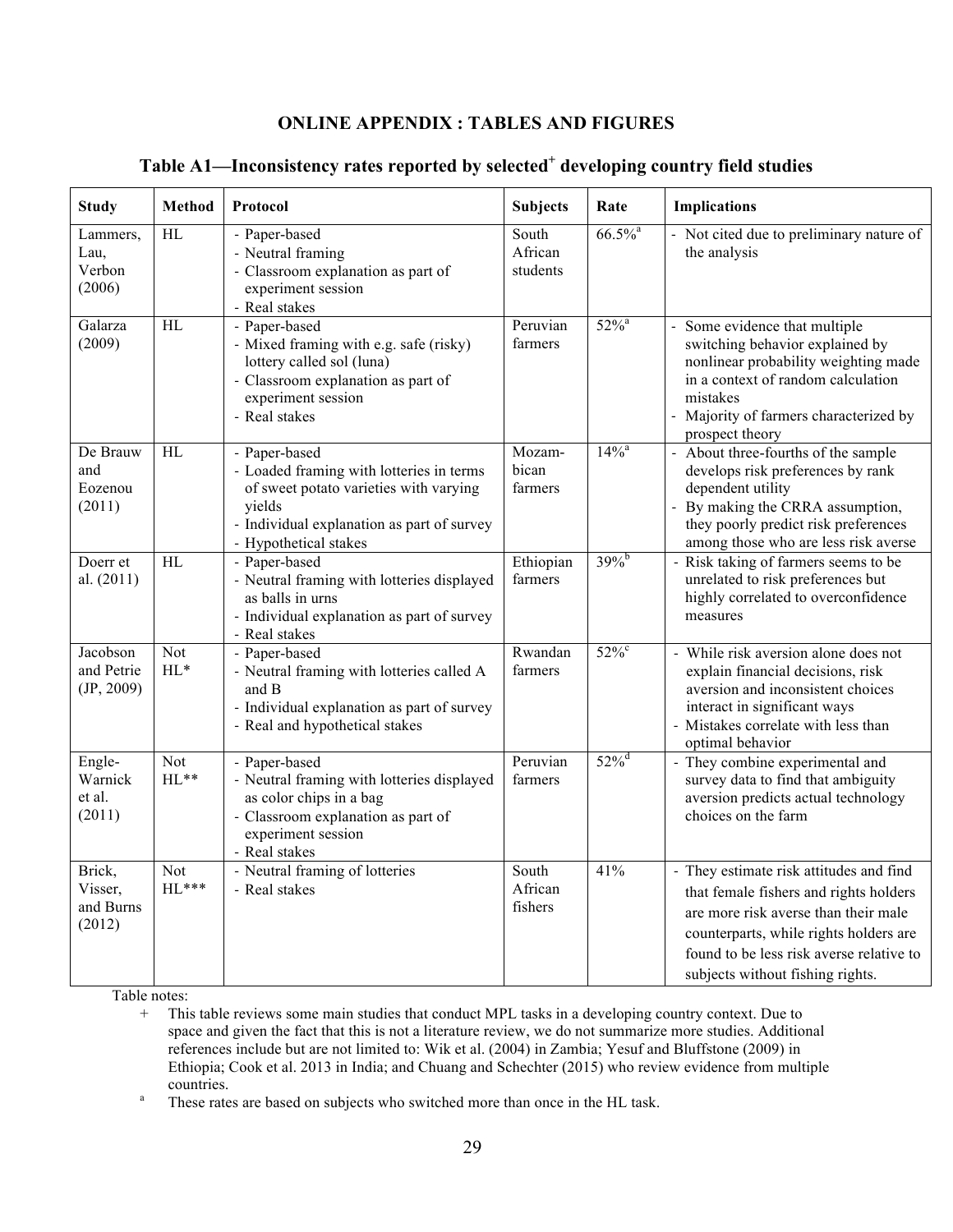## ONLINE APPENDIX : TABLES AND FIGURES

### Table A1—Inconsistency rates reported by selected[+] developing country field studies

| Study | Method | Protocol | Subjects | Rate | Implications |
|---|---|---|---|---|---|
| Lammers, Lau, Verbon (2006) | HL | - Paper-based<br>- Neutral framing<br>- Classroom explanation as part of experiment session<br>- Real stakes | South African students | 66.5%[a] | - Not cited due to preliminary nature of the analysis |
| Galarza (2009) | HL | - Paper-based<br>- Mixed framing with e.g. safe (risky) lottery called sol (luna)<br>- Classroom explanation as part of experiment session<br>- Real stakes | Peruvian farmers | 52%[a] | - Some evidence that multiple switching behavior explained by nonlinear probability weighting made in a context of random calculation mistakes<br>- Majority of farmers characterized by prospect theory |
| De Brauw and Eozenou (2011) | HL | - Paper-based<br>- Loaded framing with lotteries in terms of sweet potato varieties with varying yields<br>- Individual explanation as part of survey<br>- Hypothetical stakes | Mozam-bican farmers | 14%[a] | - About three-fourths of the sample develops risk preferences by rank dependent utility<br>- By making the CRRA assumption, they poorly predict risk preferences among those who are less risk averse |
| Doerr et al. (2011) | HL | - Paper-based<br>- Neutral framing with lotteries displayed as balls in urns<br>- Individual explanation as part of survey<br>- Real stakes | Ethiopian farmers | 39%[b] | - Risk taking of farmers seems to be unrelated to risk preferences but highly correlated to overconfidence measures |
| Jacobson and Petrie (JP, 2009) | Not HL* | - Paper-based<br>- Neutral framing with lotteries called A and B<br>- Individual explanation as part of survey<br>- Real and hypothetical stakes | Rwandan farmers | 52%[c] | - While risk aversion alone does not explain financial decisions, risk aversion and inconsistent choices interact in significant ways<br>- Mistakes correlate with less than optimal behavior |
| Engle-Warnick et al. (2011) | Not HL** | - Paper-based<br>- Neutral framing with lotteries displayed as color chips in a bag<br>- Classroom explanation as part of experiment session<br>- Real stakes | Peruvian farmers | 52%[d] | - They combine experimental and survey data to find that ambiguity aversion predicts actual technology choices on the farm |
| Brick, Visser, and Burns (2012) | Not HL*** | - Neutral framing of lotteries<br>- Real stakes | South African fishers | 41% | - They estimate risk attitudes and find that female fishers and rights holders are more risk averse than their male counterparts, while rights holders are found to be less risk averse relative to subjects without fishing rights. |

Table notes:

\+ This table reviews some main studies that conduct MPL tasks in a developing country context. Due to space and given the fact that this is not a literature review, we do not summarize more studies. Additional references include but are not limited to: Wik et al. (2004) in Zambia; Yesuf and Bluffstone (2009) in Ethiopia; Cook et al. 2013 in India; and Chuang and Schechter (2015) who review evidence from multiple countries.

[a] These rates are based on subjects who switched more than once in the HL task.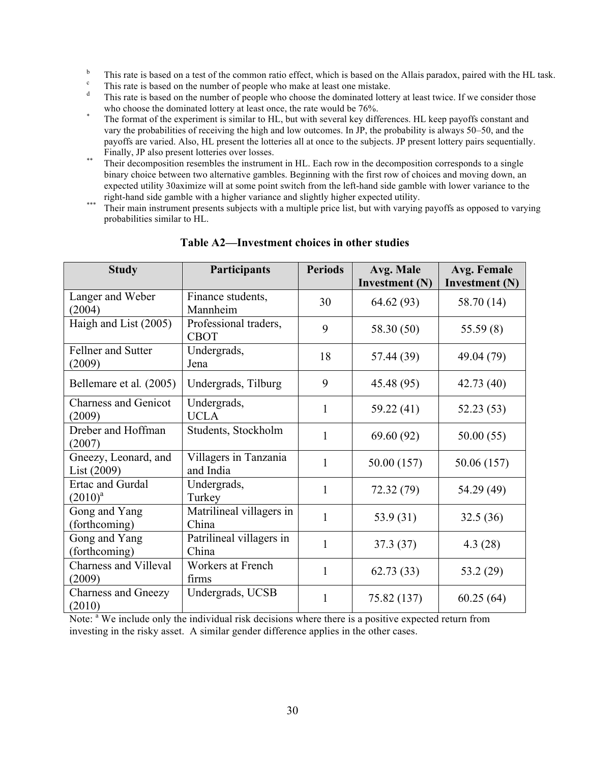[b] This rate is based on a test of the common ratio effect, which is based on the Allais paradox, paired with the HL task.

[c] This rate is based on the number of people who make at least one mistake.

[d] This rate is based on the number of people who choose the dominated lottery at least twice. If we consider those who choose the dominated lottery at least once, the rate would be 76%.

[*] The format of the experiment is similar to HL, but with several key differences. HL keep payoffs constant and vary the probabilities of receiving the high and low outcomes. In JP, the probability is always 50–50, and the payoffs are varied. Also, HL present the lotteries all at once to the subjects. JP present lottery pairs sequentially. Finally, JP also present lotteries over losses.

[**] Their decomposition resembles the instrument in HL. Each row in the decomposition corresponds to a single binary choice between two alternative gambles. Beginning with the first row of choices and moving down, an expected utility 30aximize will at some point switch from the left-hand side gamble with lower variance to the right-hand side gamble with a higher variance and slightly higher expected utility.

[***] Their main instrument presents subjects with a multiple price list, but with varying payoffs as opposed to varying probabilities similar to HL.

## Table A2—Investment choices in other studies

| Study | Participants | Periods | Avg. Male Investment (N) | Avg. Female Investment (N) |
|---|---|---|---|---|
| Langer and Weber (2004) | Finance students, Mannheim | 30 | 64.62 (93) | 58.70 (14) |
| Haigh and List (2005) | Professional traders, CBOT | 9 | 58.30 (50) | 55.59 (8) |
| Fellner and Sutter (2009) | Undergrads, Jena | 18 | 57.44 (39) | 49.04 (79) |
| Bellemare et al. (2005) | Undergrads, Tilburg | 9 | 45.48 (95) | 42.73 (40) |
| Charness and Genicot (2009) | Undergrads, UCLA | 1 | 59.22 (41) | 52.23 (53) |
| Dreber and Hoffman (2007) | Students, Stockholm | 1 | 69.60 (92) | 50.00 (55) |
| Gneezy, Leonard, and List (2009) | Villagers in Tanzania and India | 1 | 50.00 (157) | 50.06 (157) |
| Ertac and Gurdal (2010)[a] | Undergrads, Turkey | 1 | 72.32 (79) | 54.29 (49) |
| Gong and Yang (forthcoming) | Matrilineal villagers in China | 1 | 53.9 (31) | 32.5 (36) |
| Gong and Yang (forthcoming) | Patrilineal villagers in China | 1 | 37.3 (37) | 4.3 (28) |
| Charness and Villeval (2009) | Workers at French firms | 1 | 62.73 (33) | 53.2 (29) |
| Charness and Gneezy (2010) | Undergrads, UCSB | 1 | 75.82 (137) | 60.25 (64) |

Note: [a] We include only the individual risk decisions where there is a positive expected return from investing in the risky asset. A similar gender difference applies in the other cases.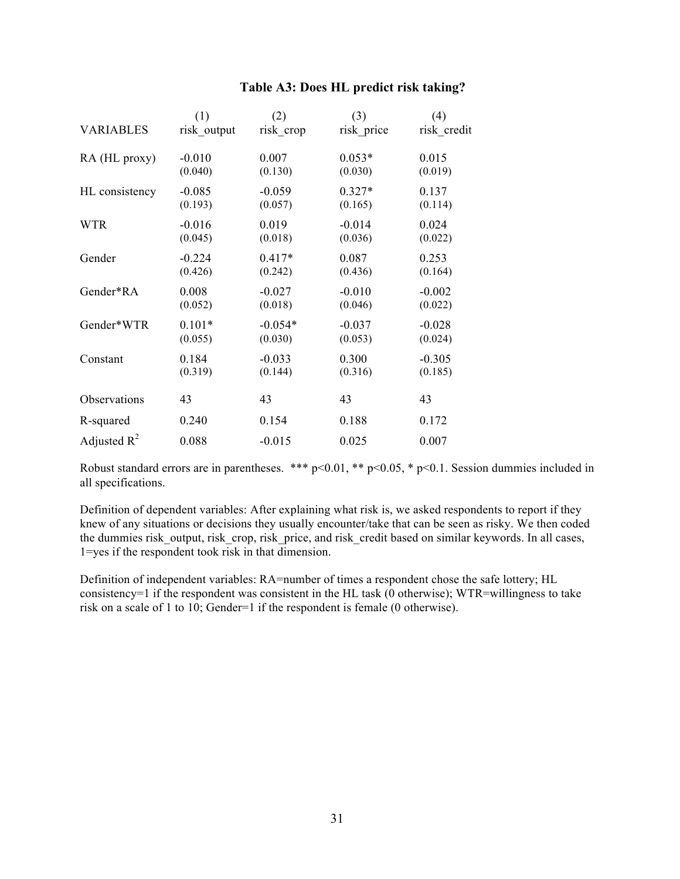### Table A3: Does HL predict risk taking?

| VARIABLES | (1) risk_output | (2) risk_crop | (3) risk_price | (4) risk_credit |
|---|---|---|---|---|
| RA (HL proxy) | -0.010 | 0.007 | 0.053* | 0.015 |
| | (0.040) | (0.130) | (0.030) | (0.019) |
| HL consistency | -0.085 | -0.059 | 0.327* | 0.137 |
| | (0.193) | (0.057) | (0.165) | (0.114) |
| WTR | -0.016 | 0.019 | -0.014 | 0.024 |
| | (0.045) | (0.018) | (0.036) | (0.022) |
| Gender | -0.224 | 0.417* | 0.087 | 0.253 |
| | (0.426) | (0.242) | (0.436) | (0.164) |
| Gender*RA | 0.008 | -0.027 | -0.010 | -0.002 |
| | (0.052) | (0.018) | (0.046) | (0.022) |
| Gender*WTR | 0.101* | -0.054* | -0.037 | -0.028 |
| | (0.055) | (0.030) | (0.053) | (0.024) |
| Constant | 0.184 | -0.033 | 0.300 | -0.305 |
| | (0.319) | (0.144) | (0.316) | (0.185) |
| Observations | 43 | 43 | 43 | 43 |
| R-squared | 0.240 | 0.154 | 0.188 | 0.172 |
| Adjusted $R^2$ | 0.088 | -0.015 | 0.025 | 0.007 |

Robust standard errors are in parentheses. *** $p<0.01$, ** $p<0.05$, * $p<0.1$. Session dummies included in all specifications.

Definition of dependent variables: After explaining what risk is, we asked respondents to report if they knew of any situations or decisions they usually encounter/take that can be seen as risky. We then coded the dummies risk_output, risk_crop, risk_price, and risk_credit based on similar keywords. In all cases, 1=yes if the respondent took risk in that dimension.

Definition of independent variables: RA=number of times a respondent chose the safe lottery; HL consistency=1 if the respondent was consistent in the HL task (0 otherwise); WTR=willingness to take risk on a scale of 1 to 10; Gender=1 if the respondent is female (0 otherwise).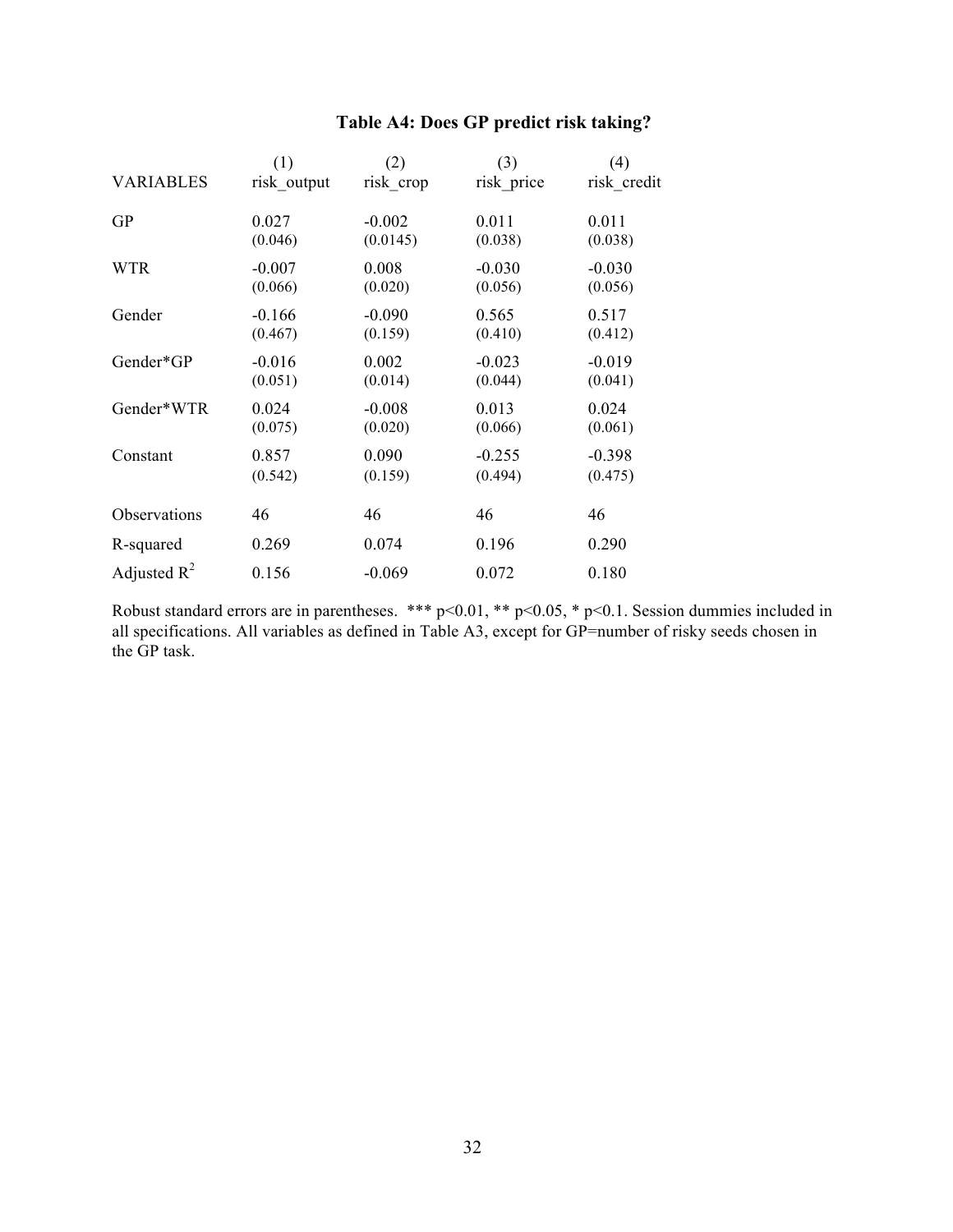## Table A4: Does GP predict risk taking?

| VARIABLES | (1) risk_output | (2) risk_crop | (3) risk_price | (4) risk_credit |
|---|---|---|---|---|
| GP | 0.027 | -0.002 | 0.011 | 0.011 |
| | (0.046) | (0.0145) | (0.038) | (0.038) |
| WTR | -0.007 | 0.008 | -0.030 | -0.030 |
| | (0.066) | (0.020) | (0.056) | (0.056) |
| Gender | -0.166 | -0.090 | 0.565 | 0.517 |
| | (0.467) | (0.159) | (0.410) | (0.412) |
| Gender*GP | -0.016 | 0.002 | -0.023 | -0.019 |
| | (0.051) | (0.014) | (0.044) | (0.041) |
| Gender*WTR | 0.024 | -0.008 | 0.013 | 0.024 |
| | (0.075) | (0.020) | (0.066) | (0.061) |
| Constant | 0.857 | 0.090 | -0.255 | -0.398 |
| | (0.542) | (0.159) | (0.494) | (0.475) |
| Observations | 46 | 46 | 46 | 46 |
| R-squared | 0.269 | 0.074 | 0.196 | 0.290 |
| Adjusted $R^2$ | 0.156 | -0.069 | 0.072 | 0.180 |

Robust standard errors are in parentheses. *** p<0.01, ** p<0.05, * p<0.1. Session dummies included in all specifications. All variables as defined in Table A3, except for GP=number of risky seeds chosen in the GP task.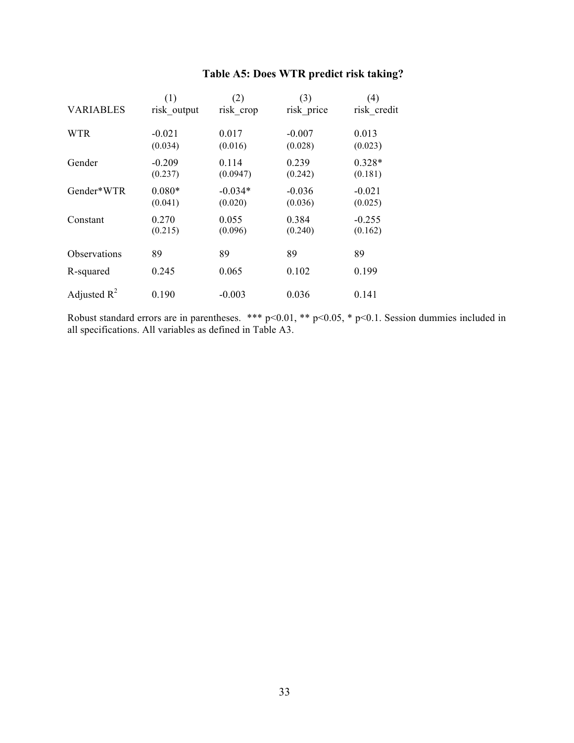## Table A5: Does WTR predict risk taking?

| VARIABLES | (1) risk_output | (2) risk_crop | (3) risk_price | (4) risk_credit |
|---|---|---|---|---|
| WTR | -0.021 | 0.017 | -0.007 | 0.013 |
| | (0.034) | (0.016) | (0.028) | (0.023) |
| Gender | -0.209 | 0.114 | 0.239 | 0.328* |
| | (0.237) | (0.0947) | (0.242) | (0.181) |
| Gender*WTR | 0.080* | -0.034* | -0.036 | -0.021 |
| | (0.041) | (0.020) | (0.036) | (0.025) |
| Constant | 0.270 | 0.055 | 0.384 | -0.255 |
| | (0.215) | (0.096) | (0.240) | (0.162) |
| Observations | 89 | 89 | 89 | 89 |
| R-squared | 0.245 | 0.065 | 0.102 | 0.199 |
| Adjusted $R^2$ | 0.190 | -0.003 | 0.036 | 0.141 |

Robust standard errors are in parentheses. *** $p<0.01$, ** $p<0.05$, * $p<0.1$. Session dummies included in all specifications. All variables as defined in Table A3.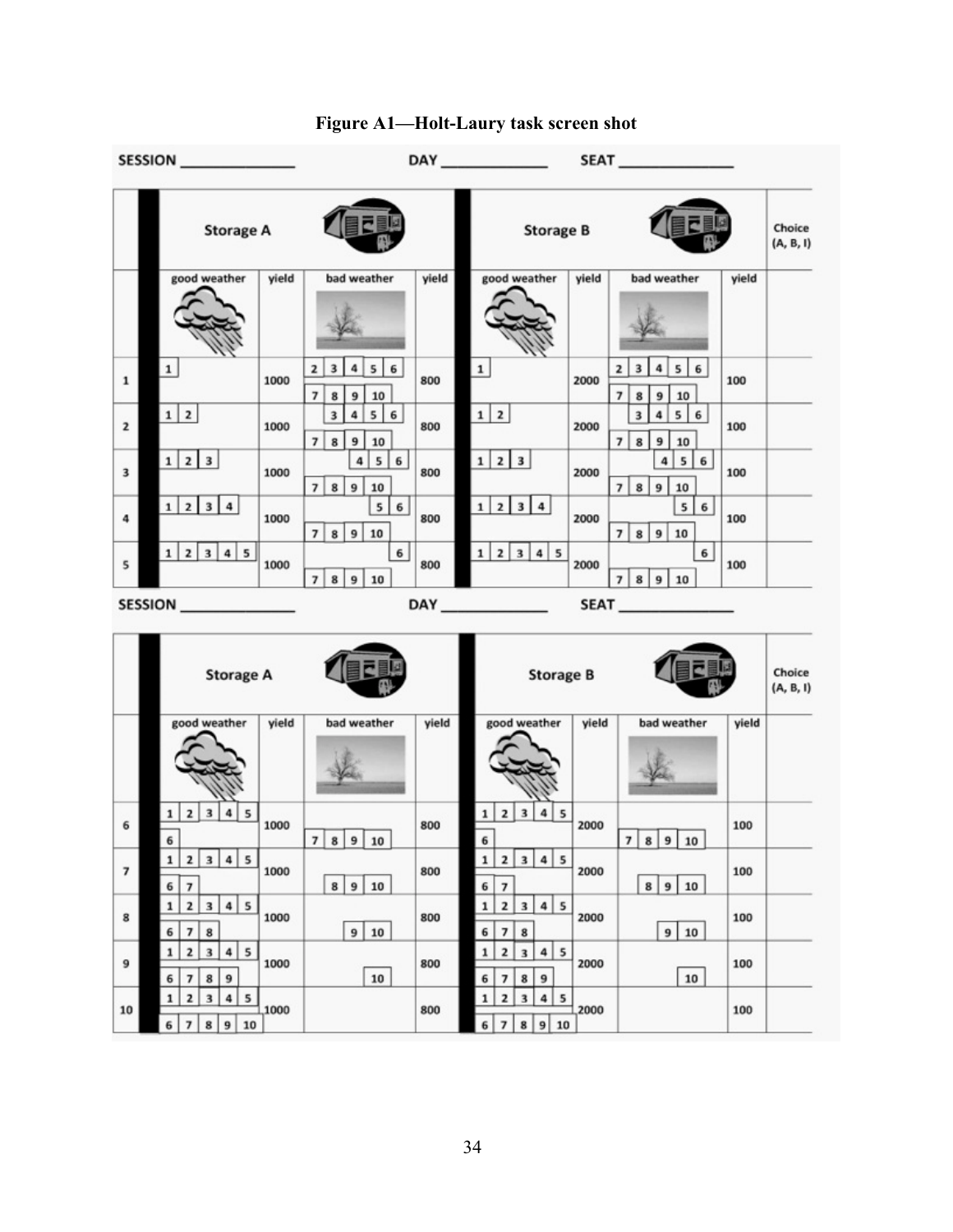**Figure A1—Holt-Laury task screen shot**

SESSION ______________ DAY ______________ SEAT ______________

| | Storage A | | | | Storage B | | | | Choice (A, B, I) |
|---|---|---|---|---|---|---|---|---|---|
| | good weather | yield | bad weather | yield | good weather | yield | bad weather | yield | |
| 1 | 1 | 1000 | 2 3 4 5 6 7 8 9 10 | 800 | 1 | 2000 | 2 3 4 5 6 7 8 9 10 | 100 | |
| 2 | 1 2 | 1000 | 3 4 5 6 7 8 9 10 | 800 | 1 2 | 2000 | 3 4 5 6 7 8 9 10 | 100 | |
| 3 | 1 2 3 | 1000 | 4 5 6 7 8 9 10 | 800 | 1 2 3 | 2000 | 4 5 6 7 8 9 10 | 100 | |
| 4 | 1 2 3 4 | 1000 | 5 6 7 8 9 10 | 800 | 1 2 3 4 | 2000 | 5 6 7 8 9 10 | 100 | |
| 5 | 1 2 3 4 5 | 1000 | 6 7 8 9 10 | 800 | 1 2 3 4 5 | 2000 | 6 7 8 9 10 | 100 | |

SESSION ______________ DAY ______________ SEAT ______________

| | Storage A | | | | Storage B | | | | Choice (A, B, I) |
|---|---|---|---|---|---|---|---|---|---|
| | good weather | yield | bad weather | yield | good weather | yield | bad weather | yield | |
| 6 | 1 2 3 4 5 6 | 1000 | 7 8 9 10 | 800 | 1 2 3 4 5 6 | 2000 | 7 8 9 10 | 100 | |
| 7 | 1 2 3 4 5 6 7 | 1000 | 8 9 10 | 800 | 1 2 3 4 5 6 7 | 2000 | 8 9 10 | 100 | |
| 8 | 1 2 3 4 5 6 7 8 | 1000 | 9 10 | 800 | 1 2 3 4 5 6 7 8 | 2000 | 9 10 | 100 | |
| 9 | 1 2 3 4 5 6 7 8 9 | 1000 | 10 | 800 | 1 2 3 4 5 6 7 8 9 | 2000 | 10 | 100 | |
| 10 | 1 2 3 4 5 6 7 8 9 10 | 1000 | | 800 | 1 2 3 4 5 6 7 8 9 10 | 2000 | | 100 | |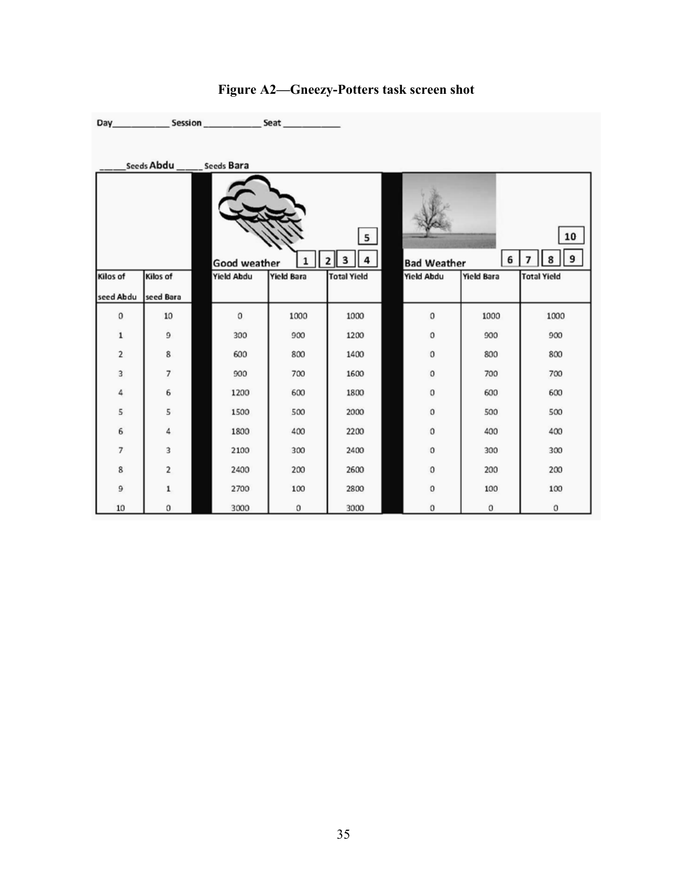**Figure A2—Gneezy-Potters task screen shot**

Day\_\_\_\_\_\_\_\_\_\_ Session \_\_\_\_\_\_\_\_\_\_ Seat \_\_\_\_\_\_\_\_\_\_

\_\_\_\_\_Seeds Abdu \_\_\_\_\_ Seeds Bara

| | | Good weather | 1 | 2 3 4 (5) | Bad Weather | 6 | 7 8 9 (10) |
|---|---|---|---|---|---|---|---|
| Kilos of seed Abdu | Kilos of seed Bara | Yield Abdu | Yield Bara | Total Yield | Yield Abdu | Yield Bara | Total Yield |
| 0 | 10 | 0 | 1000 | 1000 | 0 | 1000 | 1000 |
| 1 | 9 | 300 | 900 | 1200 | 0 | 900 | 900 |
| 2 | 8 | 600 | 800 | 1400 | 0 | 800 | 800 |
| 3 | 7 | 900 | 700 | 1600 | 0 | 700 | 700 |
| 4 | 6 | 1200 | 600 | 1800 | 0 | 600 | 600 |
| 5 | 5 | 1500 | 500 | 2000 | 0 | 500 | 500 |
| 6 | 4 | 1800 | 400 | 2200 | 0 | 400 | 400 |
| 7 | 3 | 2100 | 300 | 2400 | 0 | 300 | 300 |
| 8 | 2 | 2400 | 200 | 2600 | 0 | 200 | 200 |
| 9 | 1 | 2700 | 100 | 2800 | 0 | 100 | 100 |
| 10 | 0 | 3000 | 0 | 3000 | 0 | 0 | 0 |